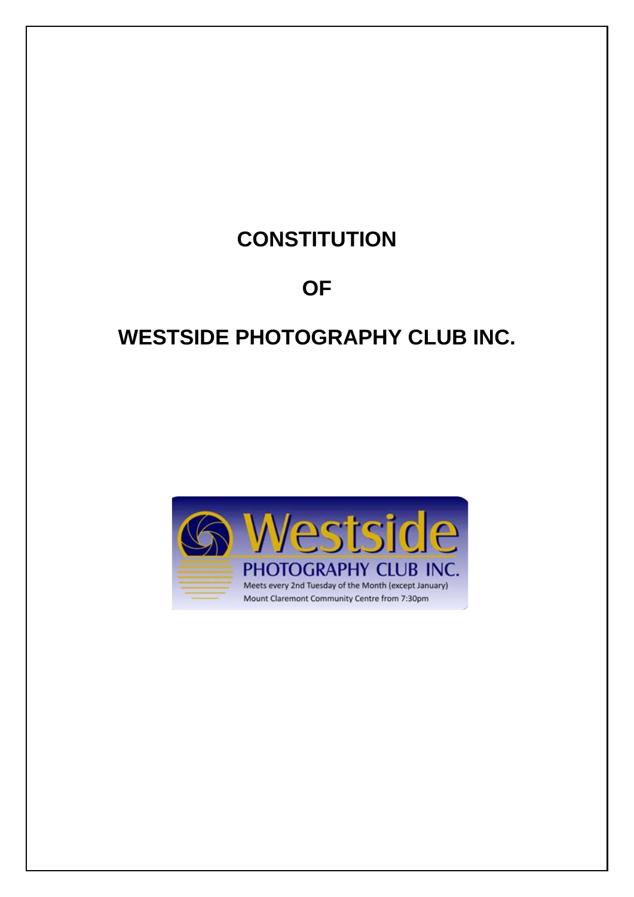# CONSTITUTION

# OF

# WESTSIDE PHOTOGRAPHY CLUB INC.

Westside

PHOTOGRAPHY CLUB INC.

Meets every 2nd Tuesday of the Month (except January)

Mount Claremont Community Centre from 7:30pm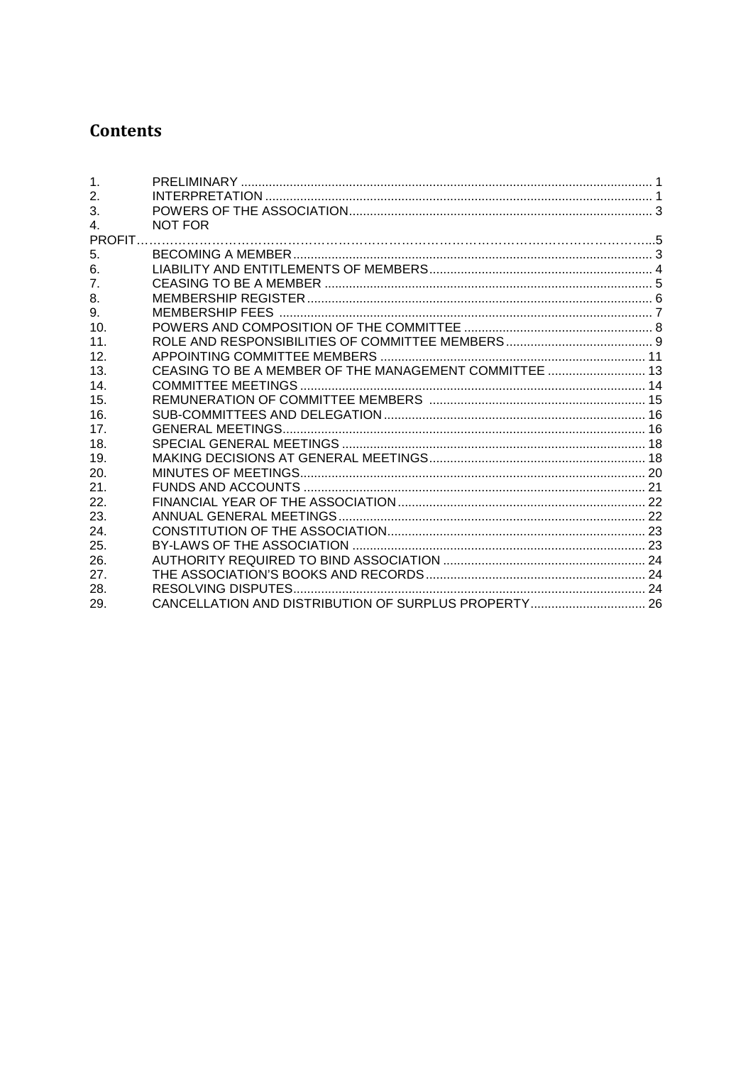# Contents

| | | |
|---|---|---|
| 1. | PRELIMINARY | 1 |
| 2. | INTERPRETATION | 1 |
| 3. | POWERS OF THE ASSOCIATION | 3 |
| 4. | NOT FOR PROFIT | 5 |
| 5. | BECOMING A MEMBER | 3 |
| 6. | LIABILITY AND ENTITLEMENTS OF MEMBERS | 4 |
| 7. | CEASING TO BE A MEMBER | 5 |
| 8. | MEMBERSHIP REGISTER | 6 |
| 9. | MEMBERSHIP FEES | 7 |
| 10. | POWERS AND COMPOSITION OF THE COMMITTEE | 8 |
| 11. | ROLE AND RESPONSIBILITIES OF COMMITTEE MEMBERS | 9 |
| 12. | APPOINTING COMMITTEE MEMBERS | 11 |
| 13. | CEASING TO BE A MEMBER OF THE MANAGEMENT COMMITTEE | 13 |
| 14. | COMMITTEE MEETINGS | 14 |
| 15. | REMUNERATION OF COMMITTEE MEMBERS | 15 |
| 16. | SUB-COMMITTEES AND DELEGATION | 16 |
| 17. | GENERAL MEETINGS | 16 |
| 18. | SPECIAL GENERAL MEETINGS | 18 |
| 19. | MAKING DECISIONS AT GENERAL MEETINGS | 18 |
| 20. | MINUTES OF MEETINGS | 20 |
| 21. | FUNDS AND ACCOUNTS | 21 |
| 22. | FINANCIAL YEAR OF THE ASSOCIATION | 22 |
| 23. | ANNUAL GENERAL MEETINGS | 22 |
| 24. | CONSTITUTION OF THE ASSOCIATION | 23 |
| 25. | BY-LAWS OF THE ASSOCIATION | 23 |
| 26. | AUTHORITY REQUIRED TO BIND ASSOCIATION | 24 |
| 27. | THE ASSOCIATION'S BOOKS AND RECORDS | 24 |
| 28. | RESOLVING DISPUTES | 24 |
| 29. | CANCELLATION AND DISTRIBUTION OF SURPLUS PROPERTY | 26 |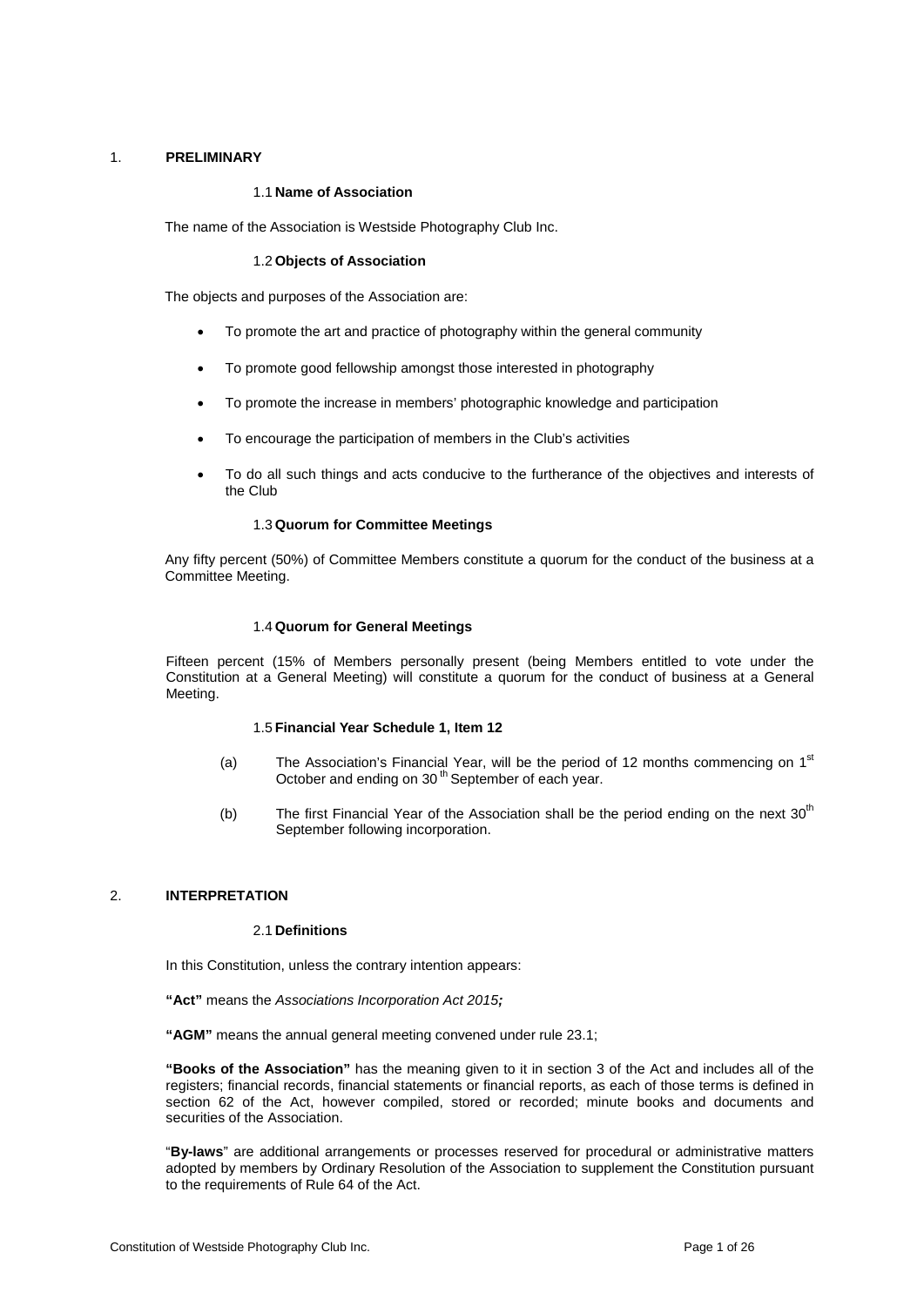# 1. PRELIMINARY

### 1.1 Name of Association

The name of the Association is Westside Photography Club Inc.

### 1.2 Objects of Association

The objects and purposes of the Association are:

- To promote the art and practice of photography within the general community
- To promote good fellowship amongst those interested in photography
- To promote the increase in members' photographic knowledge and participation
- To encourage the participation of members in the Club's activities
- To do all such things and acts conducive to the furtherance of the objectives and interests of the Club

### 1.3 Quorum for Committee Meetings

Any fifty percent (50%) of Committee Members constitute a quorum for the conduct of the business at a Committee Meeting.

### 1.4 Quorum for General Meetings

Fifteen percent (15% of Members personally present (being Members entitled to vote under the Constitution at a General Meeting) will constitute a quorum for the conduct of business at a General Meeting.

### 1.5 Financial Year Schedule 1, Item 12

(a) The Association's Financial Year, will be the period of 12 months commencing on 1st October and ending on 30th September of each year.

(b) The first Financial Year of the Association shall be the period ending on the next 30th September following incorporation.

# 2. INTERPRETATION

### 2.1 Definitions

In this Constitution, unless the contrary intention appears:

**"Act"** means the *Associations Incorporation Act 2015;*

**"AGM"** means the annual general meeting convened under rule 23.1;

**"Books of the Association"** has the meaning given to it in section 3 of the Act and includes all of the registers; financial records, financial statements or financial reports, as each of those terms is defined in section 62 of the Act, however compiled, stored or recorded; minute books and documents and securities of the Association.

"**By-laws**" are additional arrangements or processes reserved for procedural or administrative matters adopted by members by Ordinary Resolution of the Association to supplement the Constitution pursuant to the requirements of Rule 64 of the Act.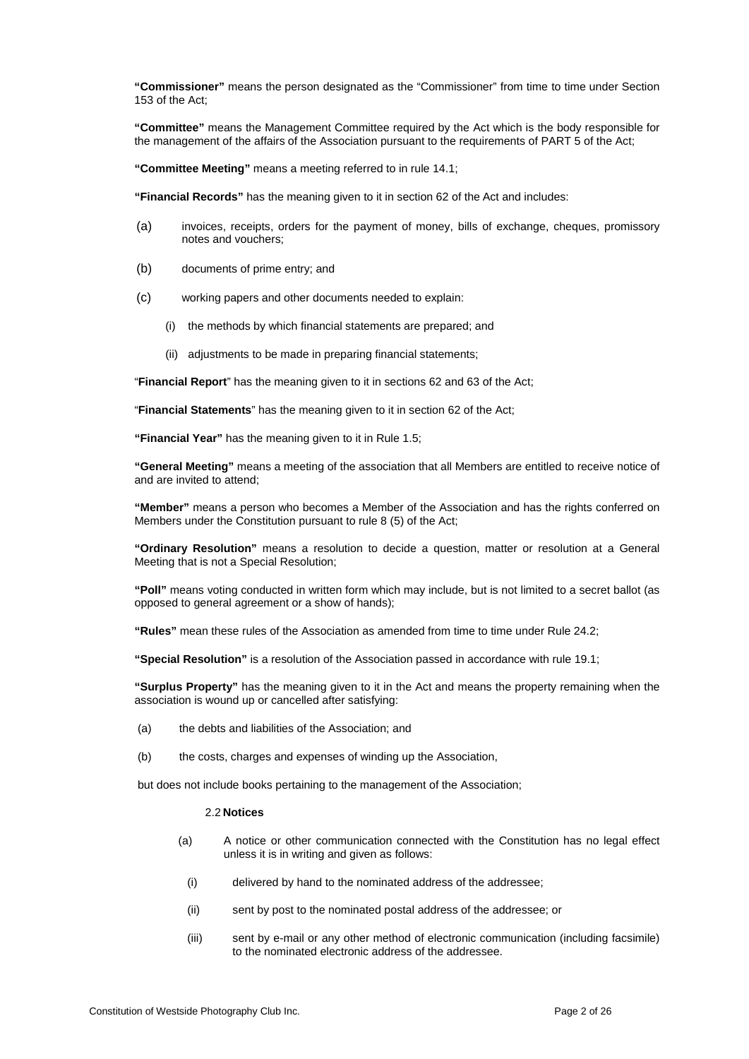**"Commissioner"** means the person designated as the "Commissioner" from time to time under Section 153 of the Act;

**"Committee"** means the Management Committee required by the Act which is the body responsible for the management of the affairs of the Association pursuant to the requirements of PART 5 of the Act;

**"Committee Meeting"** means a meeting referred to in rule 14.1;

**"Financial Records"** has the meaning given to it in section 62 of the Act and includes:

(a) invoices, receipts, orders for the payment of money, bills of exchange, cheques, promissory notes and vouchers;

(b) documents of prime entry; and

(c) working papers and other documents needed to explain:

   (i) the methods by which financial statements are prepared; and

   (ii) adjustments to be made in preparing financial statements;

"**Financial Report**" has the meaning given to it in sections 62 and 63 of the Act;

"**Financial Statements**" has the meaning given to it in section 62 of the Act;

**"Financial Year"** has the meaning given to it in Rule 1.5;

**"General Meeting"** means a meeting of the association that all Members are entitled to receive notice of and are invited to attend;

**"Member"** means a person who becomes a Member of the Association and has the rights conferred on Members under the Constitution pursuant to rule 8 (5) of the Act;

**"Ordinary Resolution"** means a resolution to decide a question, matter or resolution at a General Meeting that is not a Special Resolution;

**"Poll"** means voting conducted in written form which may include, but is not limited to a secret ballot (as opposed to general agreement or a show of hands);

**"Rules"** mean these rules of the Association as amended from time to time under Rule 24.2;

**"Special Resolution"** is a resolution of the Association passed in accordance with rule 19.1;

**"Surplus Property"** has the meaning given to it in the Act and means the property remaining when the association is wound up or cancelled after satisfying:

(a) the debts and liabilities of the Association; and

(b) the costs, charges and expenses of winding up the Association,

but does not include books pertaining to the management of the Association;

### 2.2 Notices

(a) A notice or other communication connected with the Constitution has no legal effect unless it is in writing and given as follows:

   (i) delivered by hand to the nominated address of the addressee;

   (ii) sent by post to the nominated postal address of the addressee; or

   (iii) sent by e-mail or any other method of electronic communication (including facsimile) to the nominated electronic address of the addressee.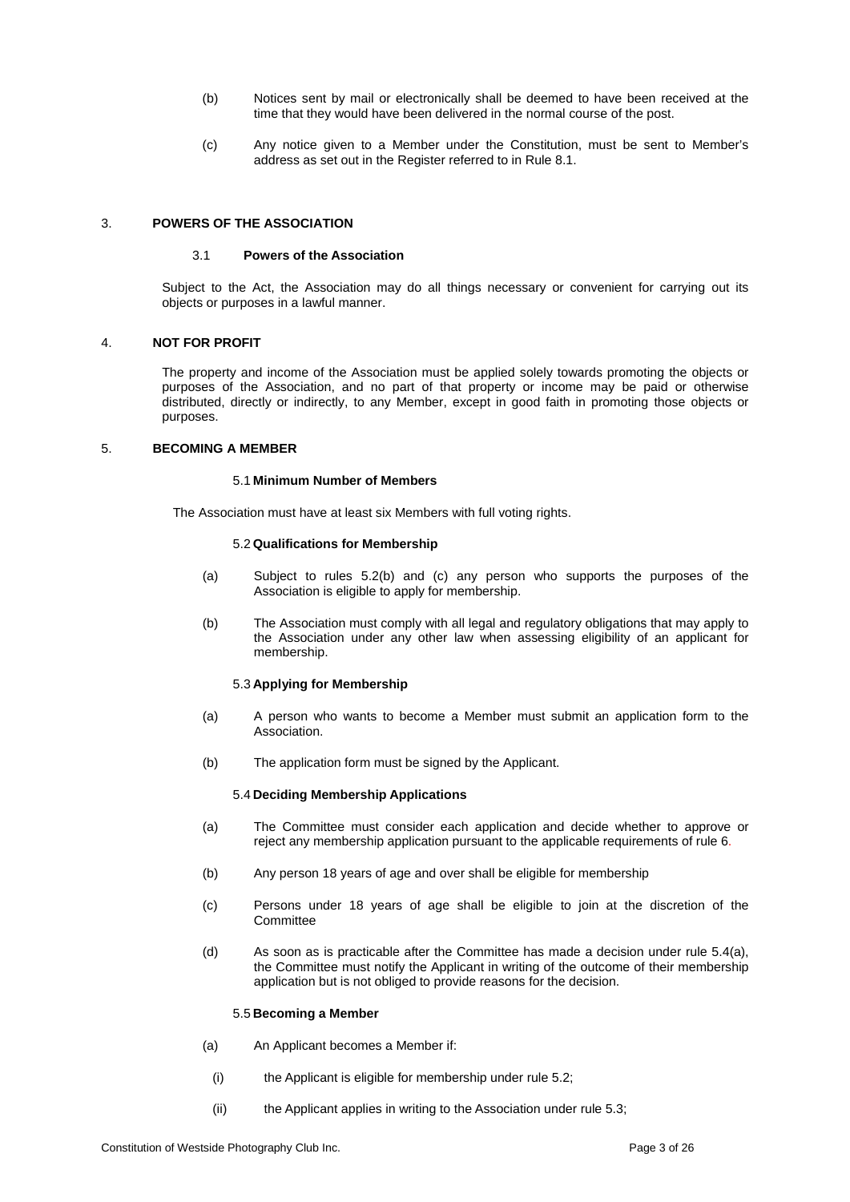(b) Notices sent by mail or electronically shall be deemed to have been received at the time that they would have been delivered in the normal course of the post.

(c) Any notice given to a Member under the Constitution, must be sent to Member's address as set out in the Register referred to in Rule 8.1.

## 3. POWERS OF THE ASSOCIATION

### 3.1 Powers of the Association

Subject to the Act, the Association may do all things necessary or convenient for carrying out its objects or purposes in a lawful manner.

## 4. NOT FOR PROFIT

The property and income of the Association must be applied solely towards promoting the objects or purposes of the Association, and no part of that property or income may be paid or otherwise distributed, directly or indirectly, to any Member, except in good faith in promoting those objects or purposes.

## 5. BECOMING A MEMBER

### 5.1 Minimum Number of Members

The Association must have at least six Members with full voting rights.

### 5.2 Qualifications for Membership

(a) Subject to rules 5.2(b) and (c) any person who supports the purposes of the Association is eligible to apply for membership.

(b) The Association must comply with all legal and regulatory obligations that may apply to the Association under any other law when assessing eligibility of an applicant for membership.

### 5.3 Applying for Membership

(a) A person who wants to become a Member must submit an application form to the Association.

(b) The application form must be signed by the Applicant.

### 5.4 Deciding Membership Applications

(a) The Committee must consider each application and decide whether to approve or reject any membership application pursuant to the applicable requirements of rule 6.

(b) Any person 18 years of age and over shall be eligible for membership

(c) Persons under 18 years of age shall be eligible to join at the discretion of the Committee

(d) As soon as is practicable after the Committee has made a decision under rule 5.4(a), the Committee must notify the Applicant in writing of the outcome of their membership application but is not obliged to provide reasons for the decision.

### 5.5 Becoming a Member

(a) An Applicant becomes a Member if:

(i) the Applicant is eligible for membership under rule 5.2;

(ii) the Applicant applies in writing to the Association under rule 5.3;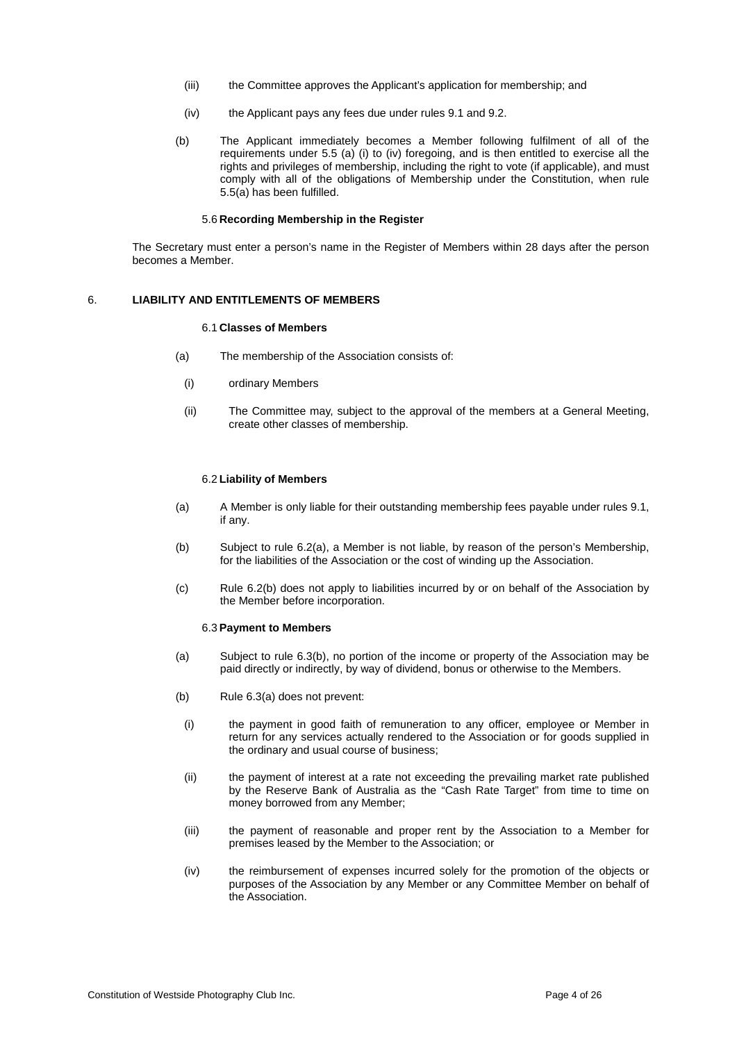(iii) the Committee approves the Applicant's application for membership; and

(iv) the Applicant pays any fees due under rules 9.1 and 9.2.

(b) The Applicant immediately becomes a Member following fulfilment of all of the requirements under 5.5 (a) (i) to (iv) foregoing, and is then entitled to exercise all the rights and privileges of membership, including the right to vote (if applicable), and must comply with all of the obligations of Membership under the Constitution, when rule 5.5(a) has been fulfilled.

### 5.6 Recording Membership in the Register

The Secretary must enter a person's name in the Register of Members within 28 days after the person becomes a Member.

## 6. LIABILITY AND ENTITLEMENTS OF MEMBERS

### 6.1 Classes of Members

(a) The membership of the Association consists of:

(i) ordinary Members

(ii) The Committee may, subject to the approval of the members at a General Meeting, create other classes of membership.

### 6.2 Liability of Members

(a) A Member is only liable for their outstanding membership fees payable under rules 9.1, if any.

(b) Subject to rule 6.2(a), a Member is not liable, by reason of the person's Membership, for the liabilities of the Association or the cost of winding up the Association.

(c) Rule 6.2(b) does not apply to liabilities incurred by or on behalf of the Association by the Member before incorporation.

### 6.3 Payment to Members

(a) Subject to rule 6.3(b), no portion of the income or property of the Association may be paid directly or indirectly, by way of dividend, bonus or otherwise to the Members.

(b) Rule 6.3(a) does not prevent:

(i) the payment in good faith of remuneration to any officer, employee or Member in return for any services actually rendered to the Association or for goods supplied in the ordinary and usual course of business;

(ii) the payment of interest at a rate not exceeding the prevailing market rate published by the Reserve Bank of Australia as the "Cash Rate Target" from time to time on money borrowed from any Member;

(iii) the payment of reasonable and proper rent by the Association to a Member for premises leased by the Member to the Association; or

(iv) the reimbursement of expenses incurred solely for the promotion of the objects or purposes of the Association by any Member or any Committee Member on behalf of the Association.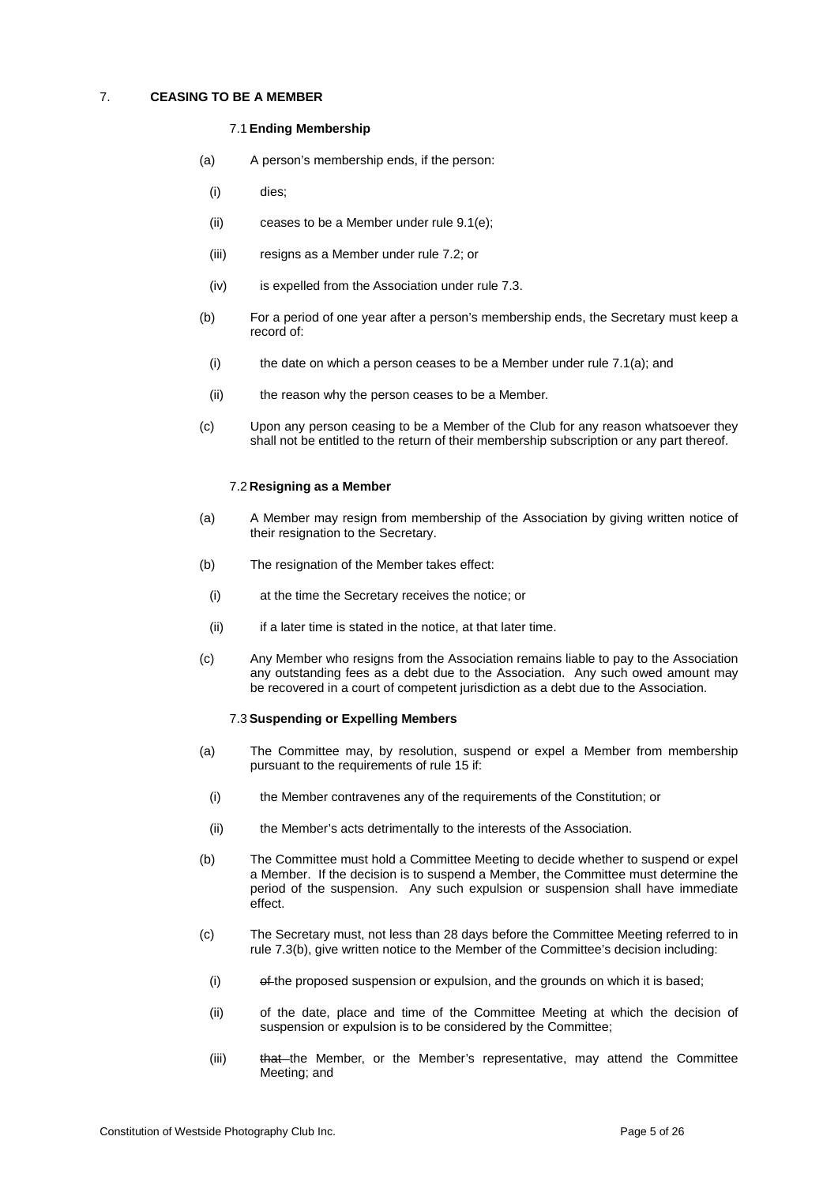## 7. CEASING TO BE A MEMBER

### 7.1 Ending Membership

(a) A person's membership ends, if the person:

(i) dies;

(ii) ceases to be a Member under rule 9.1(e);

(iii) resigns as a Member under rule 7.2; or

(iv) is expelled from the Association under rule 7.3.

(b) For a period of one year after a person's membership ends, the Secretary must keep a record of:

(i) the date on which a person ceases to be a Member under rule 7.1(a); and

(ii) the reason why the person ceases to be a Member.

(c) Upon any person ceasing to be a Member of the Club for any reason whatsoever they shall not be entitled to the return of their membership subscription or any part thereof.

### 7.2 Resigning as a Member

(a) A Member may resign from membership of the Association by giving written notice of their resignation to the Secretary.

(b) The resignation of the Member takes effect:

(i) at the time the Secretary receives the notice; or

(ii) if a later time is stated in the notice, at that later time.

(c) Any Member who resigns from the Association remains liable to pay to the Association any outstanding fees as a debt due to the Association. Any such owed amount may be recovered in a court of competent jurisdiction as a debt due to the Association.

### 7.3 Suspending or Expelling Members

(a) The Committee may, by resolution, suspend or expel a Member from membership pursuant to the requirements of rule 15 if:

(i) the Member contravenes any of the requirements of the Constitution; or

(ii) the Member's acts detrimentally to the interests of the Association.

(b) The Committee must hold a Committee Meeting to decide whether to suspend or expel a Member. If the decision is to suspend a Member, the Committee must determine the period of the suspension. Any such expulsion or suspension shall have immediate effect.

(c) The Secretary must, not less than 28 days before the Committee Meeting referred to in rule 7.3(b), give written notice to the Member of the Committee's decision including:

(i) ~~of~~ the proposed suspension or expulsion, and the grounds on which it is based;

(ii) of the date, place and time of the Committee Meeting at which the decision of suspension or expulsion is to be considered by the Committee;

(iii) ~~that~~ the Member, or the Member's representative, may attend the Committee Meeting; and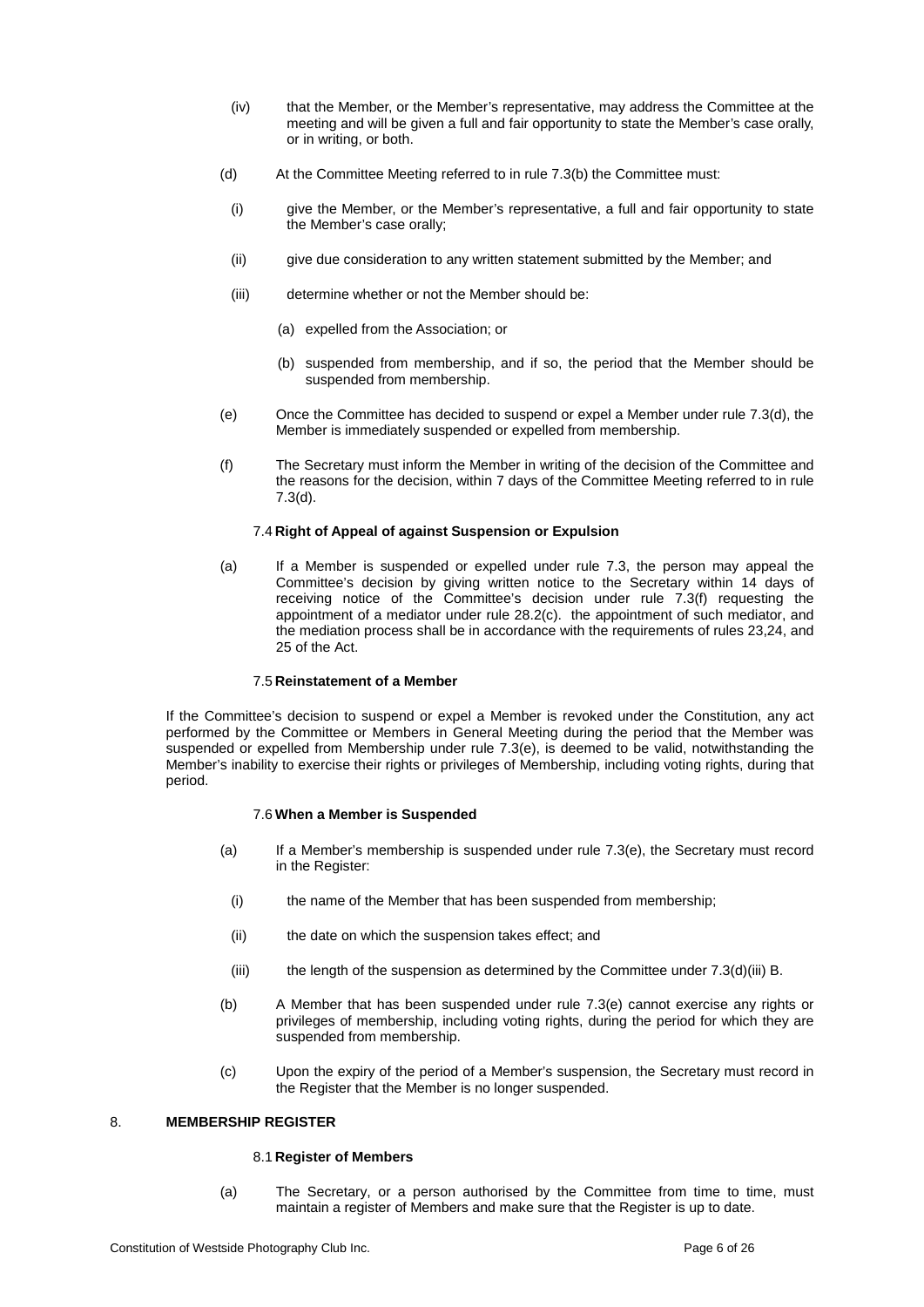(iv) that the Member, or the Member's representative, may address the Committee at the meeting and will be given a full and fair opportunity to state the Member's case orally, or in writing, or both.

(d) At the Committee Meeting referred to in rule 7.3(b) the Committee must:

(i) give the Member, or the Member's representative, a full and fair opportunity to state the Member's case orally;

(ii) give due consideration to any written statement submitted by the Member; and

(iii) determine whether or not the Member should be:

(a) expelled from the Association; or

(b) suspended from membership, and if so, the period that the Member should be suspended from membership.

(e) Once the Committee has decided to suspend or expel a Member under rule 7.3(d), the Member is immediately suspended or expelled from membership.

(f) The Secretary must inform the Member in writing of the decision of the Committee and the reasons for the decision, within 7 days of the Committee Meeting referred to in rule 7.3(d).

### 7.4 Right of Appeal of against Suspension or Expulsion

(a) If a Member is suspended or expelled under rule 7.3, the person may appeal the Committee's decision by giving written notice to the Secretary within 14 days of receiving notice of the Committee's decision under rule 7.3(f) requesting the appointment of a mediator under rule 28.2(c). the appointment of such mediator, and the mediation process shall be in accordance with the requirements of rules 23,24, and 25 of the Act.

### 7.5 Reinstatement of a Member

If the Committee's decision to suspend or expel a Member is revoked under the Constitution, any act performed by the Committee or Members in General Meeting during the period that the Member was suspended or expelled from Membership under rule 7.3(e), is deemed to be valid, notwithstanding the Member's inability to exercise their rights or privileges of Membership, including voting rights, during that period.

### 7.6 When a Member is Suspended

(a) If a Member's membership is suspended under rule 7.3(e), the Secretary must record in the Register:

(i) the name of the Member that has been suspended from membership;

(ii) the date on which the suspension takes effect; and

(iii) the length of the suspension as determined by the Committee under 7.3(d)(iii) B.

(b) A Member that has been suspended under rule 7.3(e) cannot exercise any rights or privileges of membership, including voting rights, during the period for which they are suspended from membership.

(c) Upon the expiry of the period of a Member's suspension, the Secretary must record in the Register that the Member is no longer suspended.

## 8. MEMBERSHIP REGISTER

### 8.1 Register of Members

(a) The Secretary, or a person authorised by the Committee from time to time, must maintain a register of Members and make sure that the Register is up to date.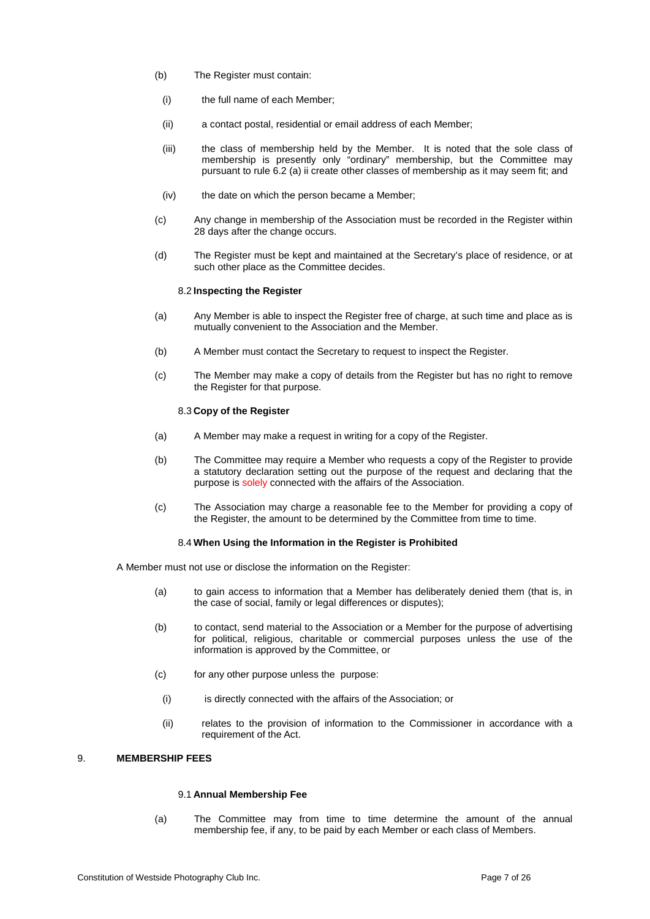(b) The Register must contain:

   (i) the full name of each Member;

   (ii) a contact postal, residential or email address of each Member;

   (iii) the class of membership held by the Member. It is noted that the sole class of membership is presently only "ordinary" membership, but the Committee may pursuant to rule 6.2 (a) ii create other classes of membership as it may seem fit; and

   (iv) the date on which the person became a Member;

(c) Any change in membership of the Association must be recorded in the Register within 28 days after the change occurs.

(d) The Register must be kept and maintained at the Secretary's place of residence, or at such other place as the Committee decides.

### 8.2 Inspecting the Register

(a) Any Member is able to inspect the Register free of charge, at such time and place as is mutually convenient to the Association and the Member.

(b) A Member must contact the Secretary to request to inspect the Register.

(c) The Member may make a copy of details from the Register but has no right to remove the Register for that purpose.

### 8.3 Copy of the Register

(a) A Member may make a request in writing for a copy of the Register.

(b) The Committee may require a Member who requests a copy of the Register to provide a statutory declaration setting out the purpose of the request and declaring that the purpose is solely connected with the affairs of the Association.

(c) The Association may charge a reasonable fee to the Member for providing a copy of the Register, the amount to be determined by the Committee from time to time.

### 8.4 When Using the Information in the Register is Prohibited

A Member must not use or disclose the information on the Register:

(a) to gain access to information that a Member has deliberately denied them (that is, in the case of social, family or legal differences or disputes);

(b) to contact, send material to the Association or a Member for the purpose of advertising for political, religious, charitable or commercial purposes unless the use of the information is approved by the Committee, or

(c) for any other purpose unless the purpose:

   (i) is directly connected with the affairs of the Association; or

   (ii) relates to the provision of information to the Commissioner in accordance with a requirement of the Act.

## 9. MEMBERSHIP FEES

### 9.1 Annual Membership Fee

(a) The Committee may from time to time determine the amount of the annual membership fee, if any, to be paid by each Member or each class of Members.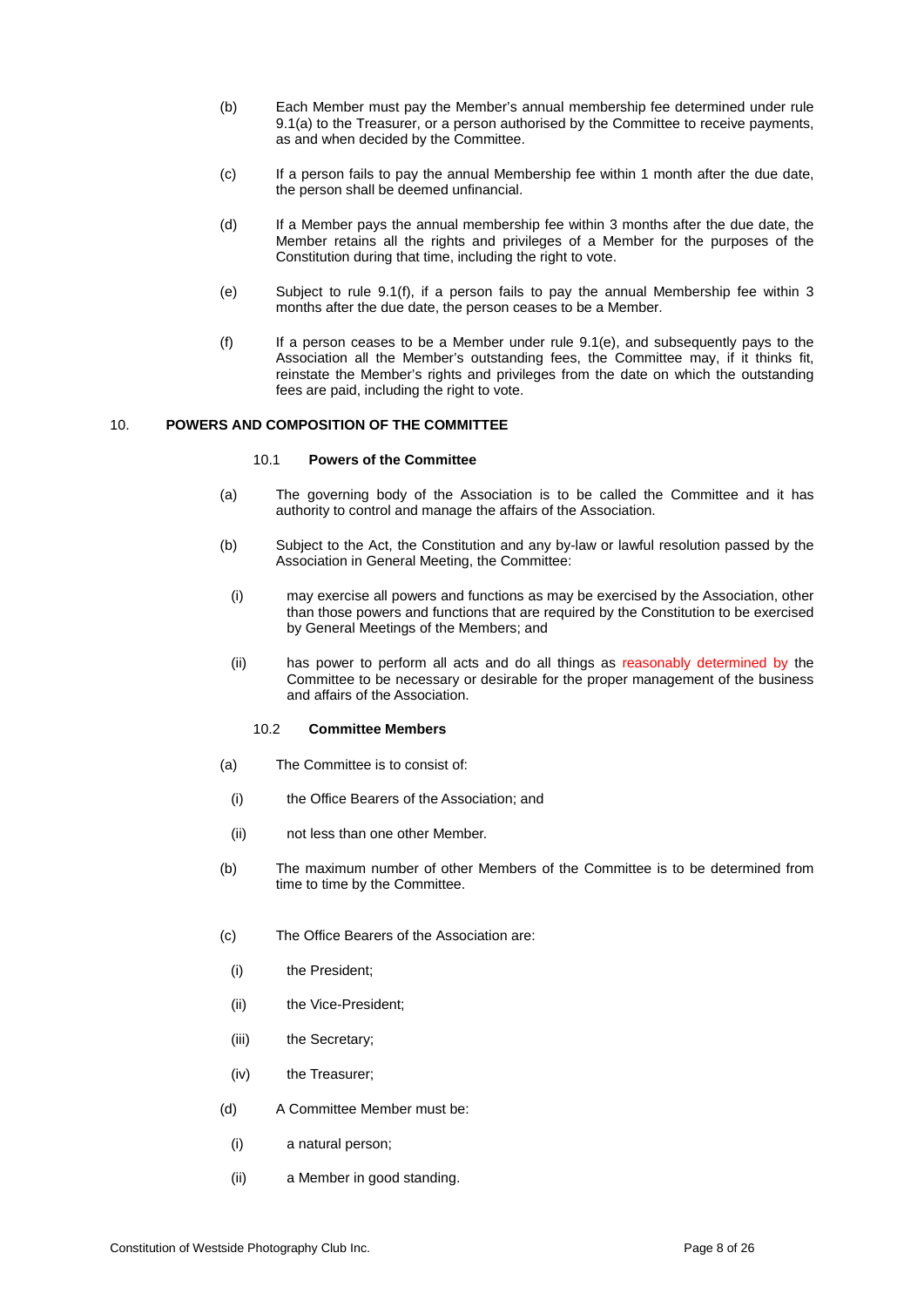(b) Each Member must pay the Member's annual membership fee determined under rule 9.1(a) to the Treasurer, or a person authorised by the Committee to receive payments, as and when decided by the Committee.

(c) If a person fails to pay the annual Membership fee within 1 month after the due date, the person shall be deemed unfinancial.

(d) If a Member pays the annual membership fee within 3 months after the due date, the Member retains all the rights and privileges of a Member for the purposes of the Constitution during that time, including the right to vote.

(e) Subject to rule 9.1(f), if a person fails to pay the annual Membership fee within 3 months after the due date, the person ceases to be a Member.

(f) If a person ceases to be a Member under rule 9.1(e), and subsequently pays to the Association all the Member's outstanding fees, the Committee may, if it thinks fit, reinstate the Member's rights and privileges from the date on which the outstanding fees are paid, including the right to vote.

## 10. POWERS AND COMPOSITION OF THE COMMITTEE

### 10.1 Powers of the Committee

(a) The governing body of the Association is to be called the Committee and it has authority to control and manage the affairs of the Association.

(b) Subject to the Act, the Constitution and any by-law or lawful resolution passed by the Association in General Meeting, the Committee:

(i) may exercise all powers and functions as may be exercised by the Association, other than those powers and functions that are required by the Constitution to be exercised by General Meetings of the Members; and

(ii) has power to perform all acts and do all things as reasonably determined by the Committee to be necessary or desirable for the proper management of the business and affairs of the Association.

### 10.2 Committee Members

(a) The Committee is to consist of:

(i) the Office Bearers of the Association; and

(ii) not less than one other Member.

(b) The maximum number of other Members of the Committee is to be determined from time to time by the Committee.

(c) The Office Bearers of the Association are:

(i) the President;

(ii) the Vice-President;

(iii) the Secretary;

(iv) the Treasurer;

(d) A Committee Member must be:

(i) a natural person;

(ii) a Member in good standing.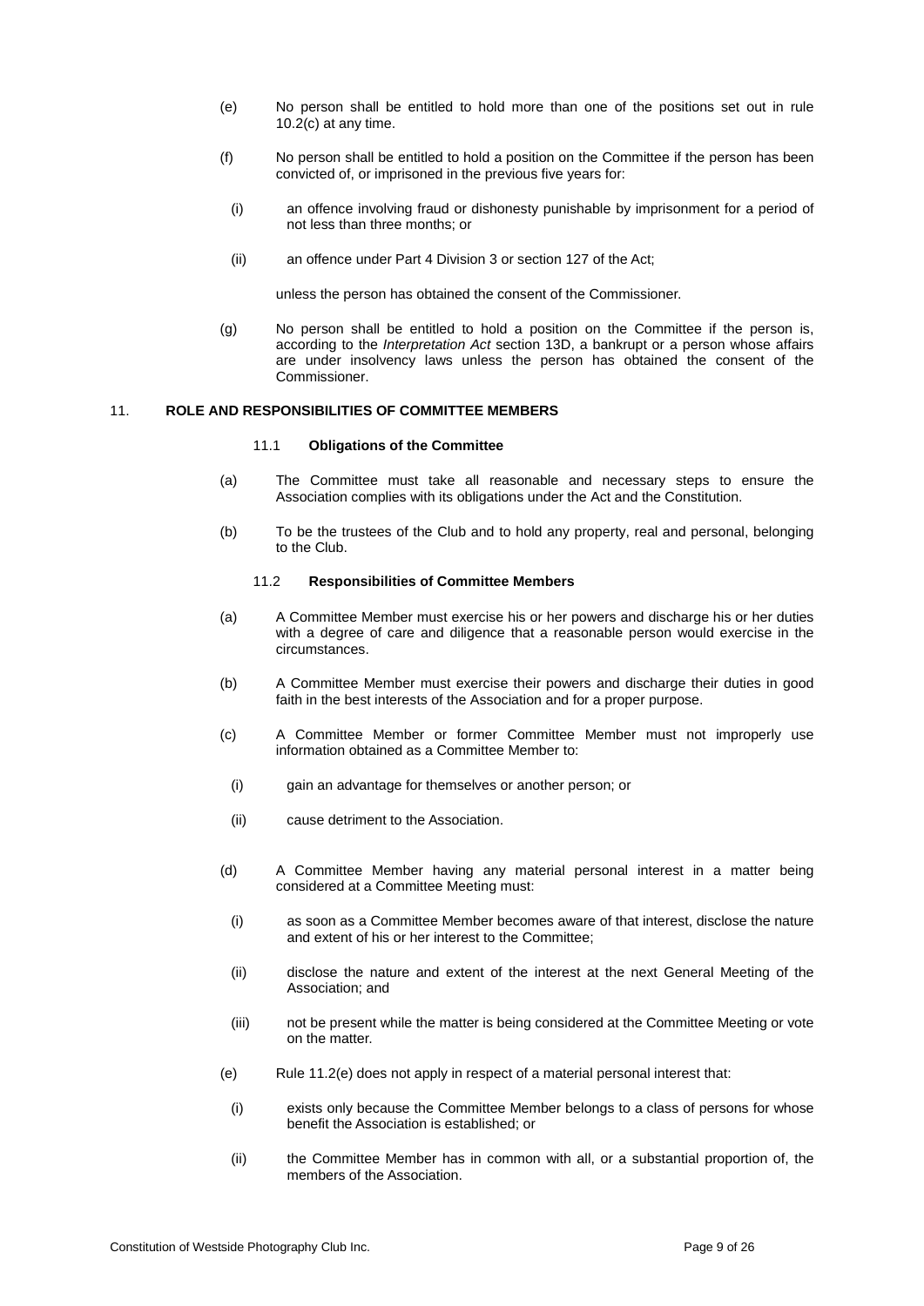(e) No person shall be entitled to hold more than one of the positions set out in rule 10.2(c) at any time.

(f) No person shall be entitled to hold a position on the Committee if the person has been convicted of, or imprisoned in the previous five years for:

(i) an offence involving fraud or dishonesty punishable by imprisonment for a period of not less than three months; or

(ii) an offence under Part 4 Division 3 or section 127 of the Act;

unless the person has obtained the consent of the Commissioner.

(g) No person shall be entitled to hold a position on the Committee if the person is, according to the *Interpretation Act* section 13D, a bankrupt or a person whose affairs are under insolvency laws unless the person has obtained the consent of the Commissioner.

## 11. ROLE AND RESPONSIBILITIES OF COMMITTEE MEMBERS

### 11.1 Obligations of the Committee

(a) The Committee must take all reasonable and necessary steps to ensure the Association complies with its obligations under the Act and the Constitution.

(b) To be the trustees of the Club and to hold any property, real and personal, belonging to the Club.

### 11.2 Responsibilities of Committee Members

(a) A Committee Member must exercise his or her powers and discharge his or her duties with a degree of care and diligence that a reasonable person would exercise in the circumstances.

(b) A Committee Member must exercise their powers and discharge their duties in good faith in the best interests of the Association and for a proper purpose.

(c) A Committee Member or former Committee Member must not improperly use information obtained as a Committee Member to:

(i) gain an advantage for themselves or another person; or

(ii) cause detriment to the Association.

(d) A Committee Member having any material personal interest in a matter being considered at a Committee Meeting must:

(i) as soon as a Committee Member becomes aware of that interest, disclose the nature and extent of his or her interest to the Committee;

(ii) disclose the nature and extent of the interest at the next General Meeting of the Association; and

(iii) not be present while the matter is being considered at the Committee Meeting or vote on the matter.

(e) Rule 11.2(e) does not apply in respect of a material personal interest that:

(i) exists only because the Committee Member belongs to a class of persons for whose benefit the Association is established; or

(ii) the Committee Member has in common with all, or a substantial proportion of, the members of the Association.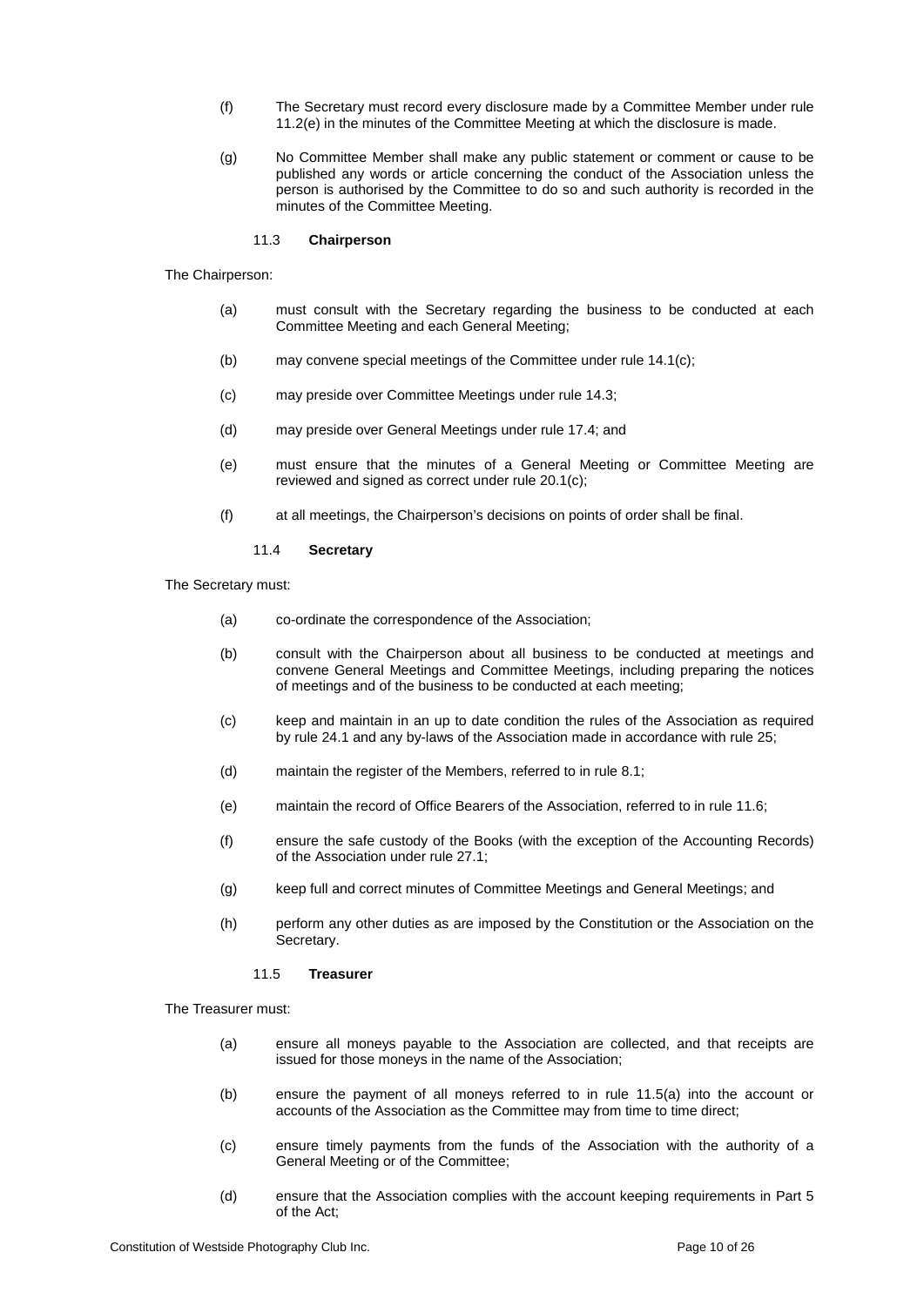(f) The Secretary must record every disclosure made by a Committee Member under rule 11.2(e) in the minutes of the Committee Meeting at which the disclosure is made.

(g) No Committee Member shall make any public statement or comment or cause to be published any words or article concerning the conduct of the Association unless the person is authorised by the Committee to do so and such authority is recorded in the minutes of the Committee Meeting.

### 11.3 Chairperson

The Chairperson:

(a) must consult with the Secretary regarding the business to be conducted at each Committee Meeting and each General Meeting;

(b) may convene special meetings of the Committee under rule 14.1(c);

(c) may preside over Committee Meetings under rule 14.3;

(d) may preside over General Meetings under rule 17.4; and

(e) must ensure that the minutes of a General Meeting or Committee Meeting are reviewed and signed as correct under rule 20.1(c);

(f) at all meetings, the Chairperson's decisions on points of order shall be final.

### 11.4 Secretary

The Secretary must:

(a) co-ordinate the correspondence of the Association;

(b) consult with the Chairperson about all business to be conducted at meetings and convene General Meetings and Committee Meetings, including preparing the notices of meetings and of the business to be conducted at each meeting;

(c) keep and maintain in an up to date condition the rules of the Association as required by rule 24.1 and any by-laws of the Association made in accordance with rule 25;

(d) maintain the register of the Members, referred to in rule 8.1;

(e) maintain the record of Office Bearers of the Association, referred to in rule 11.6;

(f) ensure the safe custody of the Books (with the exception of the Accounting Records) of the Association under rule 27.1;

(g) keep full and correct minutes of Committee Meetings and General Meetings; and

(h) perform any other duties as are imposed by the Constitution or the Association on the Secretary.

### 11.5 Treasurer

The Treasurer must:

(a) ensure all moneys payable to the Association are collected, and that receipts are issued for those moneys in the name of the Association;

(b) ensure the payment of all moneys referred to in rule 11.5(a) into the account or accounts of the Association as the Committee may from time to time direct;

(c) ensure timely payments from the funds of the Association with the authority of a General Meeting or of the Committee;

(d) ensure that the Association complies with the account keeping requirements in Part 5 of the Act;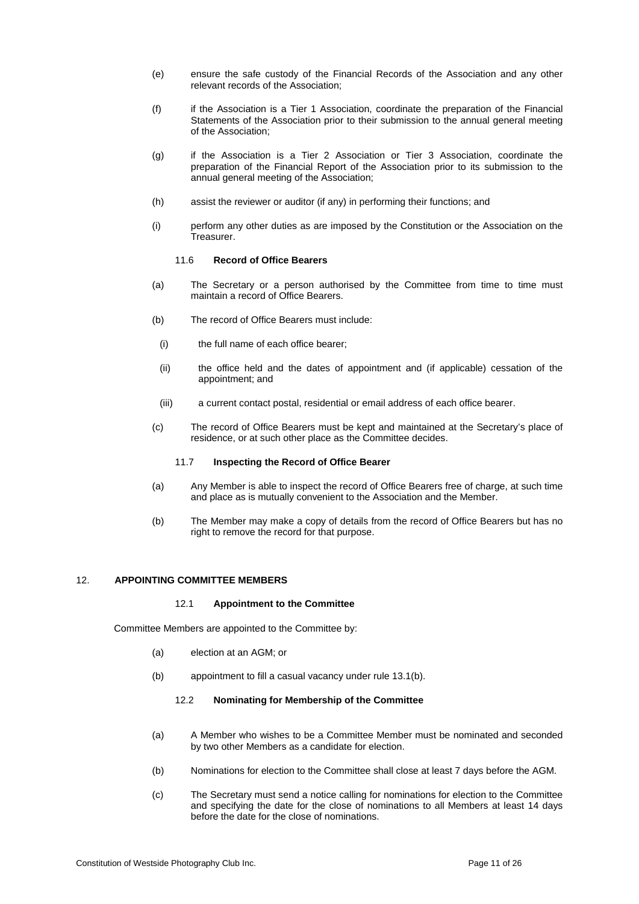(e) ensure the safe custody of the Financial Records of the Association and any other relevant records of the Association;

(f) if the Association is a Tier 1 Association, coordinate the preparation of the Financial Statements of the Association prior to their submission to the annual general meeting of the Association;

(g) if the Association is a Tier 2 Association or Tier 3 Association, coordinate the preparation of the Financial Report of the Association prior to its submission to the annual general meeting of the Association;

(h) assist the reviewer or auditor (if any) in performing their functions; and

(i) perform any other duties as are imposed by the Constitution or the Association on the Treasurer.

### 11.6 Record of Office Bearers

(a) The Secretary or a person authorised by the Committee from time to time must maintain a record of Office Bearers.

(b) The record of Office Bearers must include:

(i) the full name of each office bearer;

(ii) the office held and the dates of appointment and (if applicable) cessation of the appointment; and

(iii) a current contact postal, residential or email address of each office bearer.

(c) The record of Office Bearers must be kept and maintained at the Secretary's place of residence, or at such other place as the Committee decides.

### 11.7 Inspecting the Record of Office Bearer

(a) Any Member is able to inspect the record of Office Bearers free of charge, at such time and place as is mutually convenient to the Association and the Member.

(b) The Member may make a copy of details from the record of Office Bearers but has no right to remove the record for that purpose.

## 12. APPOINTING COMMITTEE MEMBERS

### 12.1 Appointment to the Committee

Committee Members are appointed to the Committee by:

(a) election at an AGM; or

(b) appointment to fill a casual vacancy under rule 13.1(b).

### 12.2 Nominating for Membership of the Committee

(a) A Member who wishes to be a Committee Member must be nominated and seconded by two other Members as a candidate for election.

(b) Nominations for election to the Committee shall close at least 7 days before the AGM.

(c) The Secretary must send a notice calling for nominations for election to the Committee and specifying the date for the close of nominations to all Members at least 14 days before the date for the close of nominations.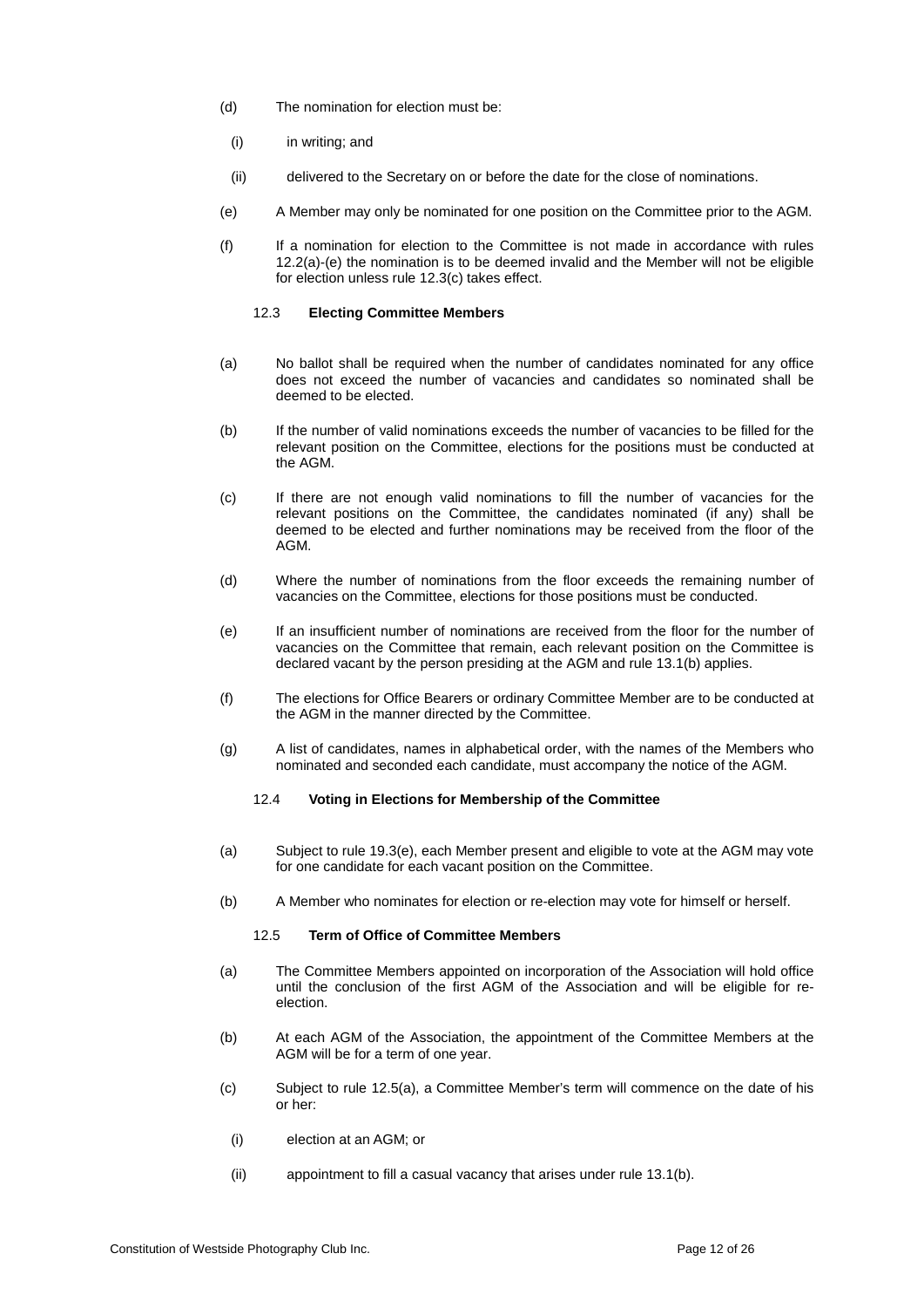(d) The nomination for election must be:

(i) in writing; and

(ii) delivered to the Secretary on or before the date for the close of nominations.

(e) A Member may only be nominated for one position on the Committee prior to the AGM.

(f) If a nomination for election to the Committee is not made in accordance with rules 12.2(a)-(e) the nomination is to be deemed invalid and the Member will not be eligible for election unless rule 12.3(c) takes effect.

### 12.3 Electing Committee Members

(a) No ballot shall be required when the number of candidates nominated for any office does not exceed the number of vacancies and candidates so nominated shall be deemed to be elected.

(b) If the number of valid nominations exceeds the number of vacancies to be filled for the relevant position on the Committee, elections for the positions must be conducted at the AGM.

(c) If there are not enough valid nominations to fill the number of vacancies for the relevant positions on the Committee, the candidates nominated (if any) shall be deemed to be elected and further nominations may be received from the floor of the AGM.

(d) Where the number of nominations from the floor exceeds the remaining number of vacancies on the Committee, elections for those positions must be conducted.

(e) If an insufficient number of nominations are received from the floor for the number of vacancies on the Committee that remain, each relevant position on the Committee is declared vacant by the person presiding at the AGM and rule 13.1(b) applies.

(f) The elections for Office Bearers or ordinary Committee Member are to be conducted at the AGM in the manner directed by the Committee.

(g) A list of candidates, names in alphabetical order, with the names of the Members who nominated and seconded each candidate, must accompany the notice of the AGM.

### 12.4 Voting in Elections for Membership of the Committee

(a) Subject to rule 19.3(e), each Member present and eligible to vote at the AGM may vote for one candidate for each vacant position on the Committee.

(b) A Member who nominates for election or re-election may vote for himself or herself.

### 12.5 Term of Office of Committee Members

(a) The Committee Members appointed on incorporation of the Association will hold office until the conclusion of the first AGM of the Association and will be eligible for re-election.

(b) At each AGM of the Association, the appointment of the Committee Members at the AGM will be for a term of one year.

(c) Subject to rule 12.5(a), a Committee Member's term will commence on the date of his or her:

(i) election at an AGM; or

(ii) appointment to fill a casual vacancy that arises under rule 13.1(b).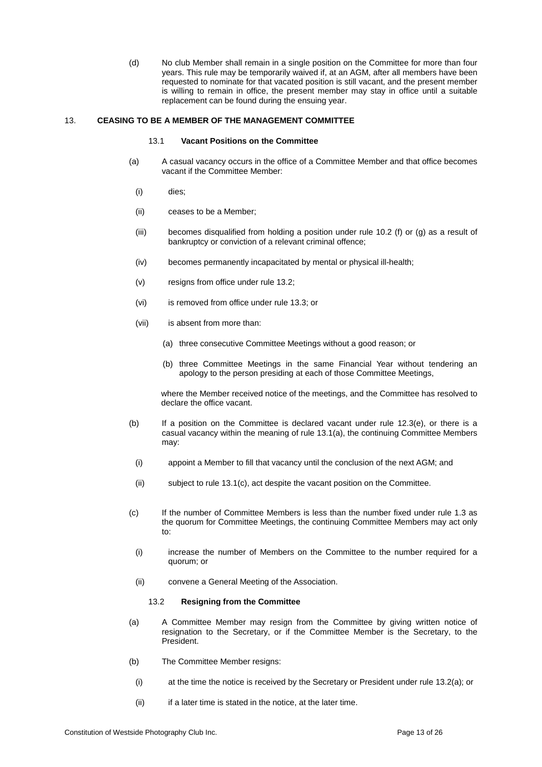(d) No club Member shall remain in a single position on the Committee for more than four years. This rule may be temporarily waived if, at an AGM, after all members have been requested to nominate for that vacated position is still vacant, and the present member is willing to remain in office, the present member may stay in office until a suitable replacement can be found during the ensuing year.

## 13. CEASING TO BE A MEMBER OF THE MANAGEMENT COMMITTEE

### 13.1 Vacant Positions on the Committee

(a) A casual vacancy occurs in the office of a Committee Member and that office becomes vacant if the Committee Member:

- (i) dies;
- (ii) ceases to be a Member;
- (iii) becomes disqualified from holding a position under rule 10.2 (f) or (g) as a result of bankruptcy or conviction of a relevant criminal offence;
- (iv) becomes permanently incapacitated by mental or physical ill-health;
- (v) resigns from office under rule 13.2;
- (vi) is removed from office under rule 13.3; or
- (vii) is absent from more than:
  - (a) three consecutive Committee Meetings without a good reason; or
  - (b) three Committee Meetings in the same Financial Year without tendering an apology to the person presiding at each of those Committee Meetings,

  where the Member received notice of the meetings, and the Committee has resolved to declare the office vacant.

(b) If a position on the Committee is declared vacant under rule 12.3(e), or there is a casual vacancy within the meaning of rule 13.1(a), the continuing Committee Members may:

- (i) appoint a Member to fill that vacancy until the conclusion of the next AGM; and
- (ii) subject to rule 13.1(c), act despite the vacant position on the Committee.

(c) If the number of Committee Members is less than the number fixed under rule 1.3 as the quorum for Committee Meetings, the continuing Committee Members may act only to:

- (i) increase the number of Members on the Committee to the number required for a quorum; or
- (ii) convene a General Meeting of the Association.

### 13.2 Resigning from the Committee

(a) A Committee Member may resign from the Committee by giving written notice of resignation to the Secretary, or if the Committee Member is the Secretary, to the President.

(b) The Committee Member resigns:

- (i) at the time the notice is received by the Secretary or President under rule 13.2(a); or
- (ii) if a later time is stated in the notice, at the later time.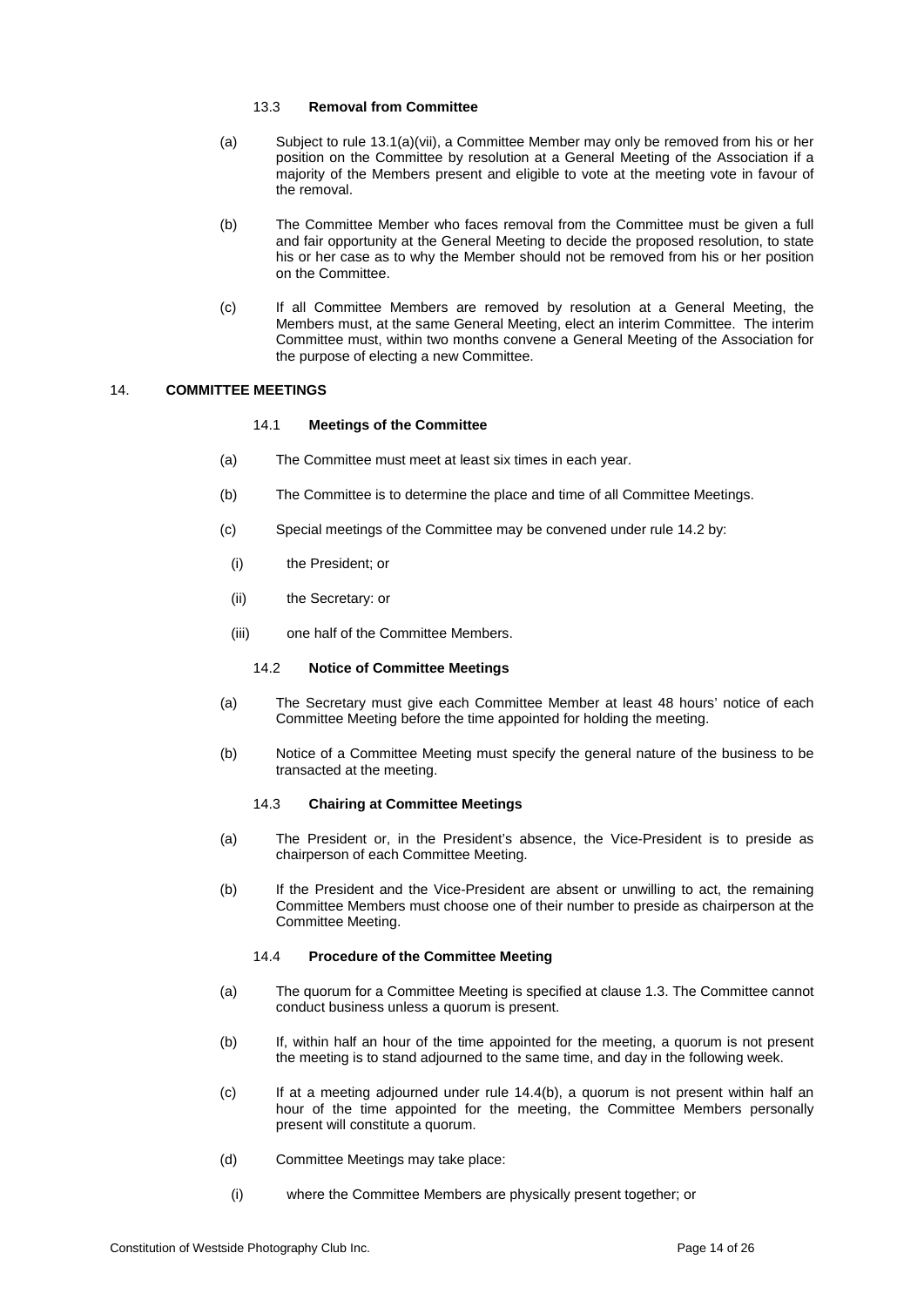#### 13.3 **Removal from Committee**

(a) Subject to rule 13.1(a)(vii), a Committee Member may only be removed from his or her position on the Committee by resolution at a General Meeting of the Association if a majority of the Members present and eligible to vote at the meeting vote in favour of the removal.

(b) The Committee Member who faces removal from the Committee must be given a full and fair opportunity at the General Meeting to decide the proposed resolution, to state his or her case as to why the Member should not be removed from his or her position on the Committee.

(c) If all Committee Members are removed by resolution at a General Meeting, the Members must, at the same General Meeting, elect an interim Committee. The interim Committee must, within two months convene a General Meeting of the Association for the purpose of electing a new Committee.

## 14. **COMMITTEE MEETINGS**

#### 14.1 **Meetings of the Committee**

(a) The Committee must meet at least six times in each year.

(b) The Committee is to determine the place and time of all Committee Meetings.

(c) Special meetings of the Committee may be convened under rule 14.2 by:

(i) the President; or

(ii) the Secretary: or

(iii) one half of the Committee Members.

#### 14.2 **Notice of Committee Meetings**

(a) The Secretary must give each Committee Member at least 48 hours' notice of each Committee Meeting before the time appointed for holding the meeting.

(b) Notice of a Committee Meeting must specify the general nature of the business to be transacted at the meeting.

#### 14.3 **Chairing at Committee Meetings**

(a) The President or, in the President's absence, the Vice-President is to preside as chairperson of each Committee Meeting.

(b) If the President and the Vice-President are absent or unwilling to act, the remaining Committee Members must choose one of their number to preside as chairperson at the Committee Meeting.

#### 14.4 **Procedure of the Committee Meeting**

(a) The quorum for a Committee Meeting is specified at clause 1.3. The Committee cannot conduct business unless a quorum is present.

(b) If, within half an hour of the time appointed for the meeting, a quorum is not present the meeting is to stand adjourned to the same time, and day in the following week.

(c) If at a meeting adjourned under rule 14.4(b), a quorum is not present within half an hour of the time appointed for the meeting, the Committee Members personally present will constitute a quorum.

(d) Committee Meetings may take place:

(i) where the Committee Members are physically present together; or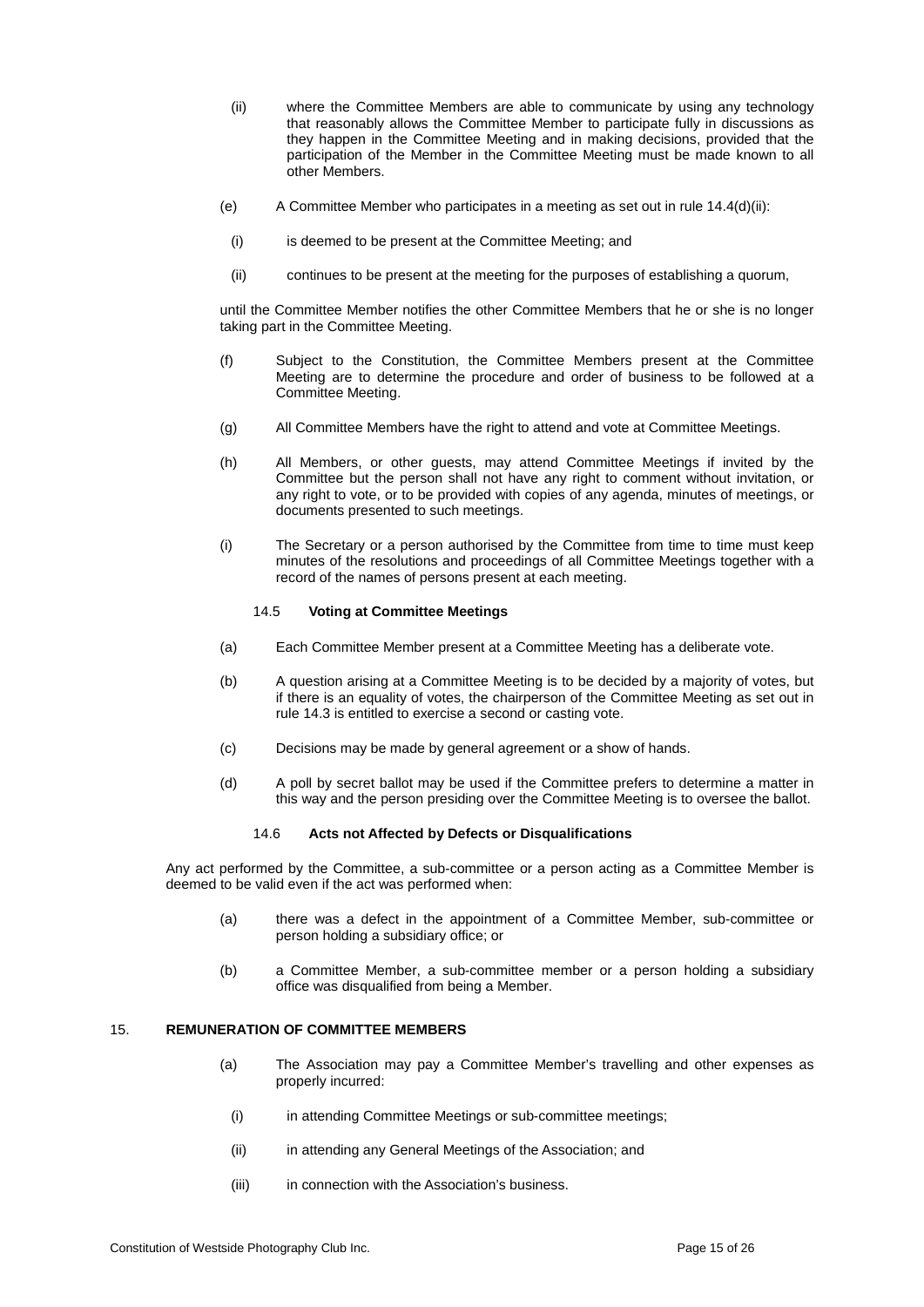(ii) where the Committee Members are able to communicate by using any technology that reasonably allows the Committee Member to participate fully in discussions as they happen in the Committee Meeting and in making decisions, provided that the participation of the Member in the Committee Meeting must be made known to all other Members.

(e) A Committee Member who participates in a meeting as set out in rule 14.4(d)(ii):

(i) is deemed to be present at the Committee Meeting; and

(ii) continues to be present at the meeting for the purposes of establishing a quorum,

until the Committee Member notifies the other Committee Members that he or she is no longer taking part in the Committee Meeting.

(f) Subject to the Constitution, the Committee Members present at the Committee Meeting are to determine the procedure and order of business to be followed at a Committee Meeting.

(g) All Committee Members have the right to attend and vote at Committee Meetings.

(h) All Members, or other guests, may attend Committee Meetings if invited by the Committee but the person shall not have any right to comment without invitation, or any right to vote, or to be provided with copies of any agenda, minutes of meetings, or documents presented to such meetings.

(i) The Secretary or a person authorised by the Committee from time to time must keep minutes of the resolutions and proceedings of all Committee Meetings together with a record of the names of persons present at each meeting.

### 14.5 **Voting at Committee Meetings**

(a) Each Committee Member present at a Committee Meeting has a deliberate vote.

(b) A question arising at a Committee Meeting is to be decided by a majority of votes, but if there is an equality of votes, the chairperson of the Committee Meeting as set out in rule 14.3 is entitled to exercise a second or casting vote.

(c) Decisions may be made by general agreement or a show of hands.

(d) A poll by secret ballot may be used if the Committee prefers to determine a matter in this way and the person presiding over the Committee Meeting is to oversee the ballot.

### 14.6 **Acts not Affected by Defects or Disqualifications**

Any act performed by the Committee, a sub-committee or a person acting as a Committee Member is deemed to be valid even if the act was performed when:

(a) there was a defect in the appointment of a Committee Member, sub-committee or person holding a subsidiary office; or

(b) a Committee Member, a sub-committee member or a person holding a subsidiary office was disqualified from being a Member.

## 15. **REMUNERATION OF COMMITTEE MEMBERS**

(a) The Association may pay a Committee Member's travelling and other expenses as properly incurred:

(i) in attending Committee Meetings or sub-committee meetings;

(ii) in attending any General Meetings of the Association; and

(iii) in connection with the Association's business.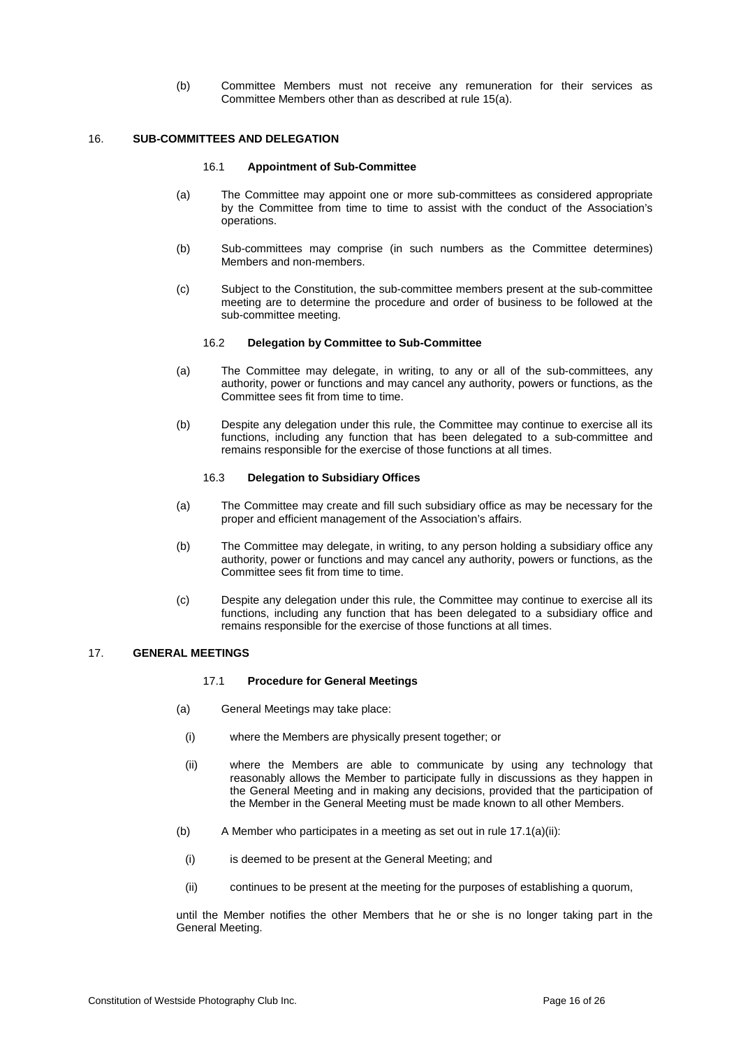(b) Committee Members must not receive any remuneration for their services as Committee Members other than as described at rule 15(a).

## 16. SUB-COMMITTEES AND DELEGATION

### 16.1 Appointment of Sub-Committee

(a) The Committee may appoint one or more sub-committees as considered appropriate by the Committee from time to time to assist with the conduct of the Association's operations.

(b) Sub-committees may comprise (in such numbers as the Committee determines) Members and non-members.

(c) Subject to the Constitution, the sub-committee members present at the sub-committee meeting are to determine the procedure and order of business to be followed at the sub-committee meeting.

### 16.2 Delegation by Committee to Sub-Committee

(a) The Committee may delegate, in writing, to any or all of the sub-committees, any authority, power or functions and may cancel any authority, powers or functions, as the Committee sees fit from time to time.

(b) Despite any delegation under this rule, the Committee may continue to exercise all its functions, including any function that has been delegated to a sub-committee and remains responsible for the exercise of those functions at all times.

### 16.3 Delegation to Subsidiary Offices

(a) The Committee may create and fill such subsidiary office as may be necessary for the proper and efficient management of the Association's affairs.

(b) The Committee may delegate, in writing, to any person holding a subsidiary office any authority, power or functions and may cancel any authority, powers or functions, as the Committee sees fit from time to time.

(c) Despite any delegation under this rule, the Committee may continue to exercise all its functions, including any function that has been delegated to a subsidiary office and remains responsible for the exercise of those functions at all times.

## 17. GENERAL MEETINGS

### 17.1 Procedure for General Meetings

(a) General Meetings may take place:

(i) where the Members are physically present together; or

(ii) where the Members are able to communicate by using any technology that reasonably allows the Member to participate fully in discussions as they happen in the General Meeting and in making any decisions, provided that the participation of the Member in the General Meeting must be made known to all other Members.

(b) A Member who participates in a meeting as set out in rule 17.1(a)(ii):

(i) is deemed to be present at the General Meeting; and

(ii) continues to be present at the meeting for the purposes of establishing a quorum,

until the Member notifies the other Members that he or she is no longer taking part in the General Meeting.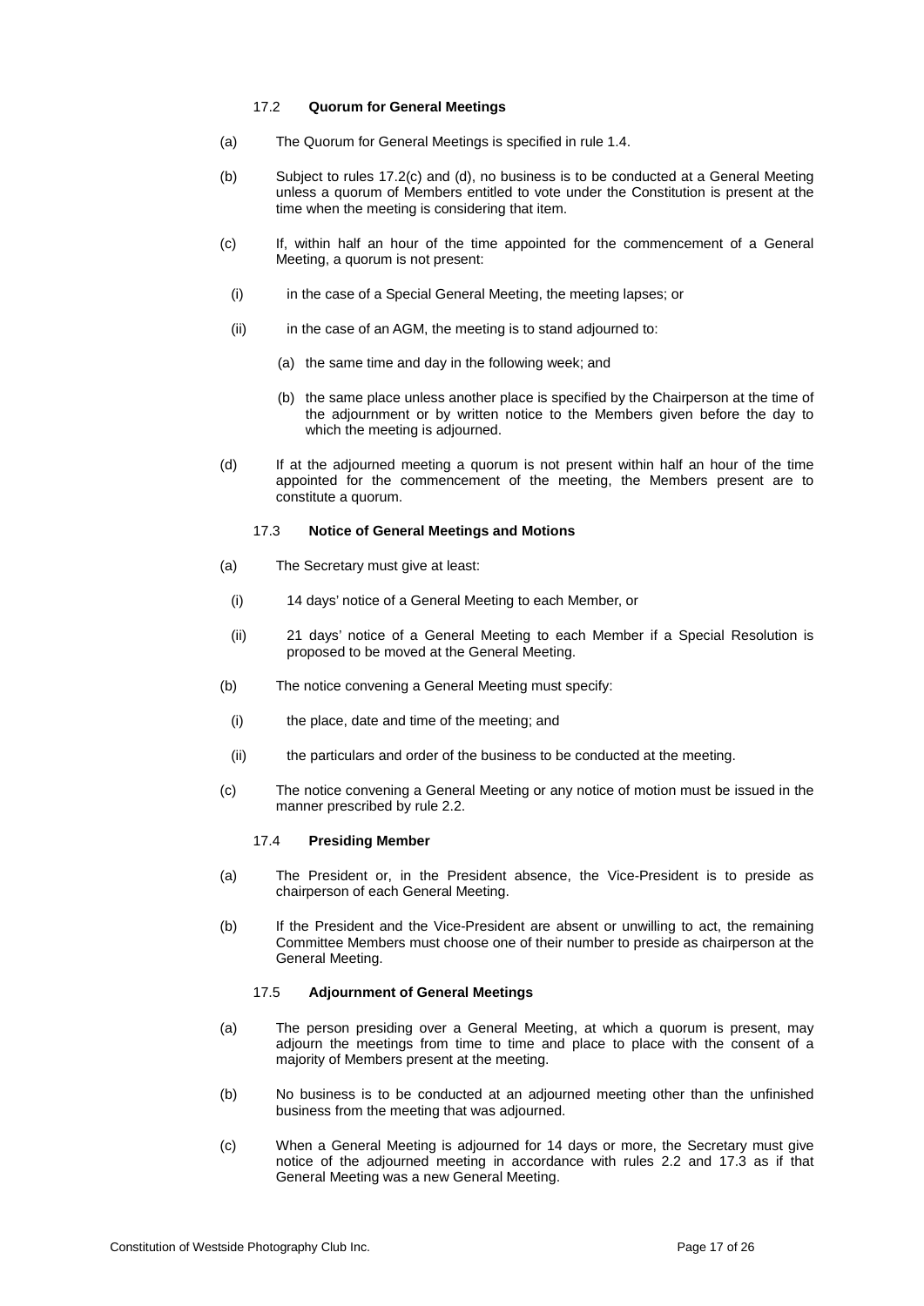### 17.2 **Quorum for General Meetings**

(a) The Quorum for General Meetings is specified in rule 1.4.

(b) Subject to rules 17.2(c) and (d), no business is to be conducted at a General Meeting unless a quorum of Members entitled to vote under the Constitution is present at the time when the meeting is considering that item.

(c) If, within half an hour of the time appointed for the commencement of a General Meeting, a quorum is not present:

(i) in the case of a Special General Meeting, the meeting lapses; or

(ii) in the case of an AGM, the meeting is to stand adjourned to:

(a) the same time and day in the following week; and

(b) the same place unless another place is specified by the Chairperson at the time of the adjournment or by written notice to the Members given before the day to which the meeting is adjourned.

(d) If at the adjourned meeting a quorum is not present within half an hour of the time appointed for the commencement of the meeting, the Members present are to constitute a quorum.

### 17.3 **Notice of General Meetings and Motions**

(a) The Secretary must give at least:

(i) 14 days' notice of a General Meeting to each Member, or

(ii) 21 days' notice of a General Meeting to each Member if a Special Resolution is proposed to be moved at the General Meeting.

(b) The notice convening a General Meeting must specify:

(i) the place, date and time of the meeting; and

(ii) the particulars and order of the business to be conducted at the meeting.

(c) The notice convening a General Meeting or any notice of motion must be issued in the manner prescribed by rule 2.2.

### 17.4 **Presiding Member**

(a) The President or, in the President absence, the Vice-President is to preside as chairperson of each General Meeting.

(b) If the President and the Vice-President are absent or unwilling to act, the remaining Committee Members must choose one of their number to preside as chairperson at the General Meeting.

### 17.5 **Adjournment of General Meetings**

(a) The person presiding over a General Meeting, at which a quorum is present, may adjourn the meetings from time to time and place to place with the consent of a majority of Members present at the meeting.

(b) No business is to be conducted at an adjourned meeting other than the unfinished business from the meeting that was adjourned.

(c) When a General Meeting is adjourned for 14 days or more, the Secretary must give notice of the adjourned meeting in accordance with rules 2.2 and 17.3 as if that General Meeting was a new General Meeting.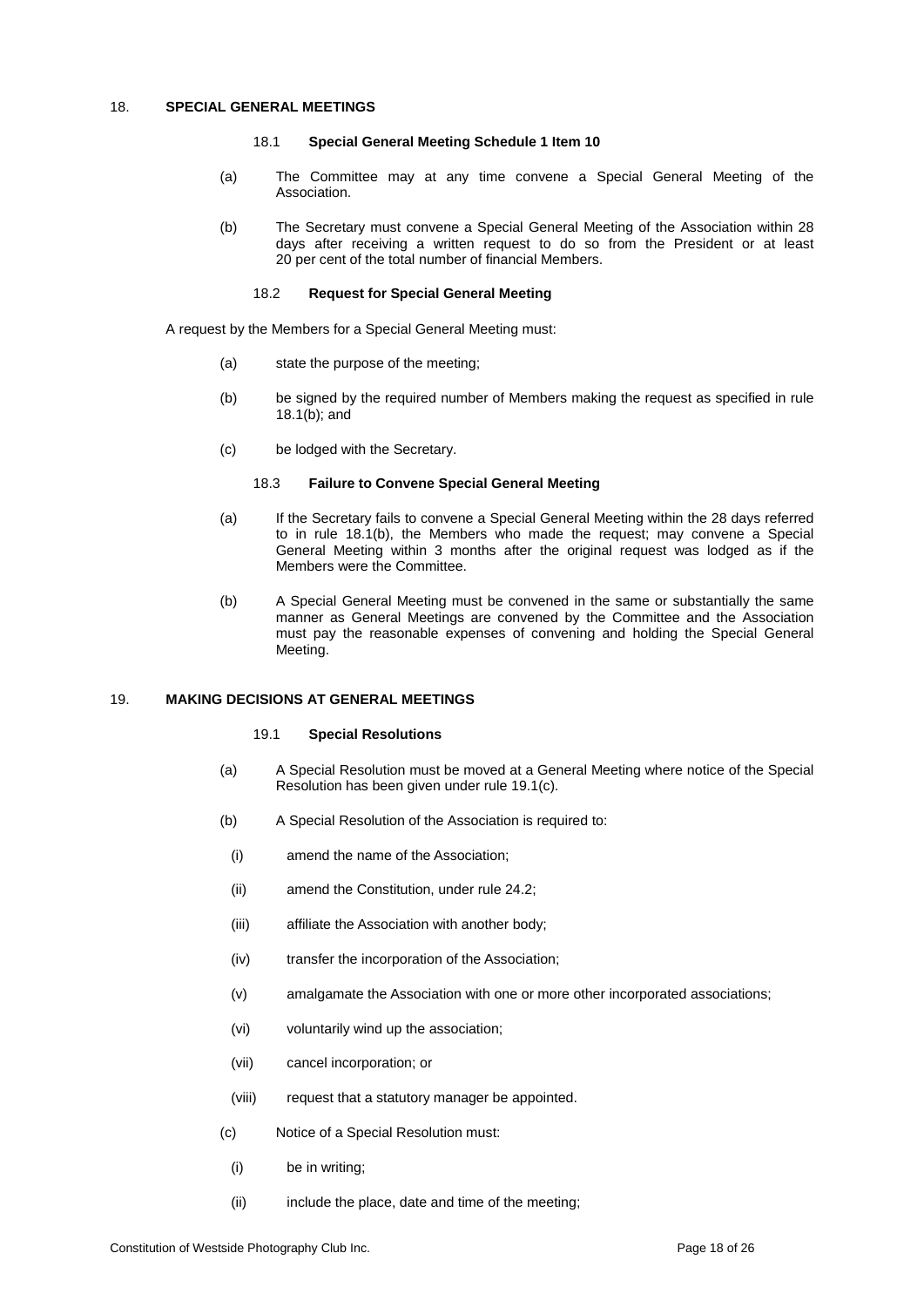## 18. SPECIAL GENERAL MEETINGS

### 18.1 Special General Meeting Schedule 1 Item 10

(a) The Committee may at any time convene a Special General Meeting of the Association.

(b) The Secretary must convene a Special General Meeting of the Association within 28 days after receiving a written request to do so from the President or at least 20 per cent of the total number of financial Members.

### 18.2 Request for Special General Meeting

A request by the Members for a Special General Meeting must:

(a) state the purpose of the meeting;

(b) be signed by the required number of Members making the request as specified in rule 18.1(b); and

(c) be lodged with the Secretary.

### 18.3 Failure to Convene Special General Meeting

(a) If the Secretary fails to convene a Special General Meeting within the 28 days referred to in rule 18.1(b), the Members who made the request; may convene a Special General Meeting within 3 months after the original request was lodged as if the Members were the Committee.

(b) A Special General Meeting must be convened in the same or substantially the same manner as General Meetings are convened by the Committee and the Association must pay the reasonable expenses of convening and holding the Special General Meeting.

## 19. MAKING DECISIONS AT GENERAL MEETINGS

### 19.1 Special Resolutions

(a) A Special Resolution must be moved at a General Meeting where notice of the Special Resolution has been given under rule 19.1(c).

(b) A Special Resolution of the Association is required to:

(i) amend the name of the Association;

(ii) amend the Constitution, under rule 24.2;

(iii) affiliate the Association with another body;

(iv) transfer the incorporation of the Association;

(v) amalgamate the Association with one or more other incorporated associations;

(vi) voluntarily wind up the association;

(vii) cancel incorporation; or

(viii) request that a statutory manager be appointed.

(c) Notice of a Special Resolution must:

(i) be in writing;

(ii) include the place, date and time of the meeting;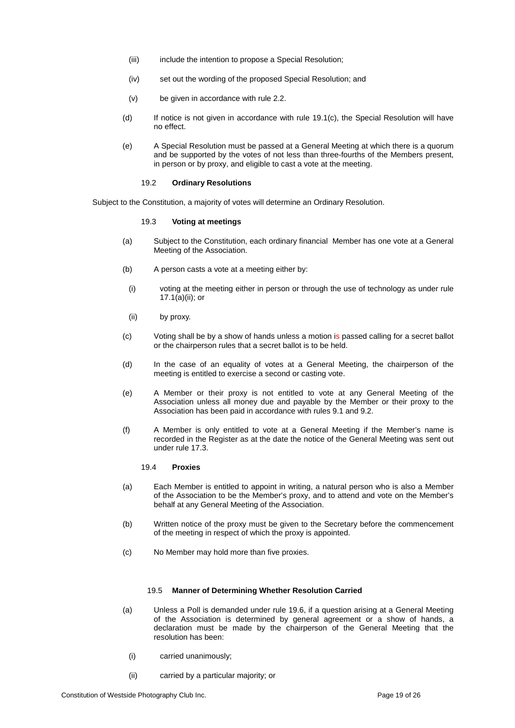(iii) include the intention to propose a Special Resolution;

(iv) set out the wording of the proposed Special Resolution; and

(v) be given in accordance with rule 2.2.

(d) If notice is not given in accordance with rule 19.1(c), the Special Resolution will have no effect.

(e) A Special Resolution must be passed at a General Meeting at which there is a quorum and be supported by the votes of not less than three-fourths of the Members present, in person or by proxy, and eligible to cast a vote at the meeting.

### 19.2 Ordinary Resolutions

Subject to the Constitution, a majority of votes will determine an Ordinary Resolution.

### 19.3 Voting at meetings

(a) Subject to the Constitution, each ordinary financial Member has one vote at a General Meeting of the Association.

(b) A person casts a vote at a meeting either by:

(i) voting at the meeting either in person or through the use of technology as under rule 17.1(a)(ii); or

(ii) by proxy.

(c) Voting shall be by a show of hands unless a motion is passed calling for a secret ballot or the chairperson rules that a secret ballot is to be held.

(d) In the case of an equality of votes at a General Meeting, the chairperson of the meeting is entitled to exercise a second or casting vote.

(e) A Member or their proxy is not entitled to vote at any General Meeting of the Association unless all money due and payable by the Member or their proxy to the Association has been paid in accordance with rules 9.1 and 9.2.

(f) A Member is only entitled to vote at a General Meeting if the Member's name is recorded in the Register as at the date the notice of the General Meeting was sent out under rule 17.3.

### 19.4 Proxies

(a) Each Member is entitled to appoint in writing, a natural person who is also a Member of the Association to be the Member's proxy, and to attend and vote on the Member's behalf at any General Meeting of the Association.

(b) Written notice of the proxy must be given to the Secretary before the commencement of the meeting in respect of which the proxy is appointed.

(c) No Member may hold more than five proxies.

### 19.5 Manner of Determining Whether Resolution Carried

(a) Unless a Poll is demanded under rule 19.6, if a question arising at a General Meeting of the Association is determined by general agreement or a show of hands, a declaration must be made by the chairperson of the General Meeting that the resolution has been:

(i) carried unanimously;

(ii) carried by a particular majority; or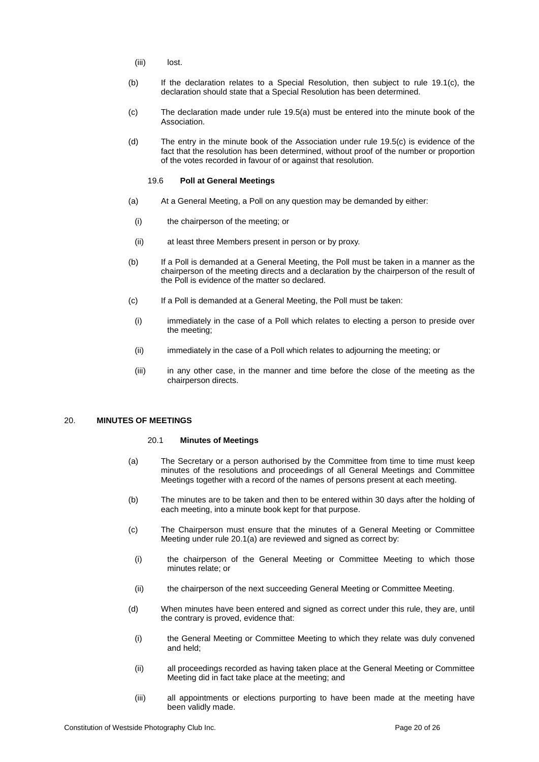(iii) lost.

(b) If the declaration relates to a Special Resolution, then subject to rule 19.1(c), the declaration should state that a Special Resolution has been determined.

(c) The declaration made under rule 19.5(a) must be entered into the minute book of the Association.

(d) The entry in the minute book of the Association under rule 19.5(c) is evidence of the fact that the resolution has been determined, without proof of the number or proportion of the votes recorded in favour of or against that resolution.

### 19.6 **Poll at General Meetings**

(a) At a General Meeting, a Poll on any question may be demanded by either:

(i) the chairperson of the meeting; or

(ii) at least three Members present in person or by proxy.

(b) If a Poll is demanded at a General Meeting, the Poll must be taken in a manner as the chairperson of the meeting directs and a declaration by the chairperson of the result of the Poll is evidence of the matter so declared.

(c) If a Poll is demanded at a General Meeting, the Poll must be taken:

(i) immediately in the case of a Poll which relates to electing a person to preside over the meeting;

(ii) immediately in the case of a Poll which relates to adjourning the meeting; or

(iii) in any other case, in the manner and time before the close of the meeting as the chairperson directs.

## 20. **MINUTES OF MEETINGS**

### 20.1 **Minutes of Meetings**

(a) The Secretary or a person authorised by the Committee from time to time must keep minutes of the resolutions and proceedings of all General Meetings and Committee Meetings together with a record of the names of persons present at each meeting.

(b) The minutes are to be taken and then to be entered within 30 days after the holding of each meeting, into a minute book kept for that purpose.

(c) The Chairperson must ensure that the minutes of a General Meeting or Committee Meeting under rule 20.1(a) are reviewed and signed as correct by:

(i) the chairperson of the General Meeting or Committee Meeting to which those minutes relate; or

(ii) the chairperson of the next succeeding General Meeting or Committee Meeting.

(d) When minutes have been entered and signed as correct under this rule, they are, until the contrary is proved, evidence that:

(i) the General Meeting or Committee Meeting to which they relate was duly convened and held;

(ii) all proceedings recorded as having taken place at the General Meeting or Committee Meeting did in fact take place at the meeting; and

(iii) all appointments or elections purporting to have been made at the meeting have been validly made.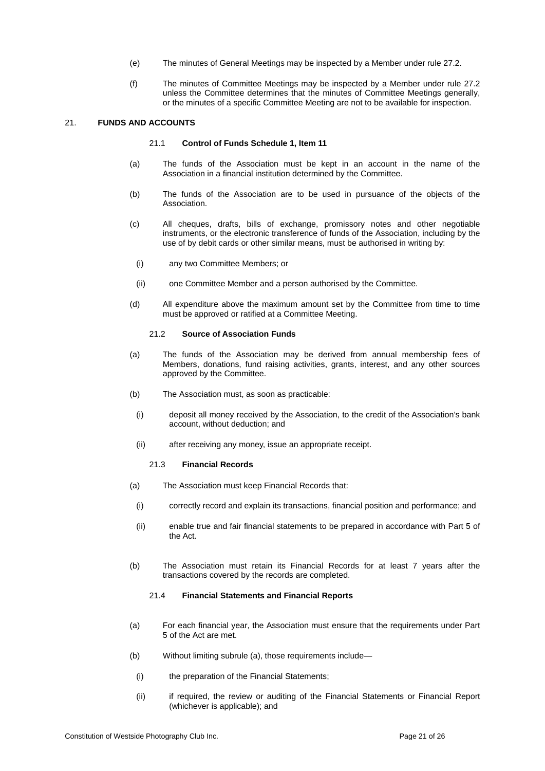(e) The minutes of General Meetings may be inspected by a Member under rule 27.2.

(f) The minutes of Committee Meetings may be inspected by a Member under rule 27.2 unless the Committee determines that the minutes of Committee Meetings generally, or the minutes of a specific Committee Meeting are not to be available for inspection.

## 21. FUNDS AND ACCOUNTS

### 21.1 Control of Funds Schedule 1, Item 11

(a) The funds of the Association must be kept in an account in the name of the Association in a financial institution determined by the Committee.

(b) The funds of the Association are to be used in pursuance of the objects of the Association.

(c) All cheques, drafts, bills of exchange, promissory notes and other negotiable instruments, or the electronic transference of funds of the Association, including by the use of by debit cards or other similar means, must be authorised in writing by:

  (i) any two Committee Members; or

  (ii) one Committee Member and a person authorised by the Committee.

(d) All expenditure above the maximum amount set by the Committee from time to time must be approved or ratified at a Committee Meeting.

### 21.2 Source of Association Funds

(a) The funds of the Association may be derived from annual membership fees of Members, donations, fund raising activities, grants, interest, and any other sources approved by the Committee.

(b) The Association must, as soon as practicable:

  (i) deposit all money received by the Association, to the credit of the Association's bank account, without deduction; and

  (ii) after receiving any money, issue an appropriate receipt.

### 21.3 Financial Records

(a) The Association must keep Financial Records that:

  (i) correctly record and explain its transactions, financial position and performance; and

  (ii) enable true and fair financial statements to be prepared in accordance with Part 5 of the Act.

(b) The Association must retain its Financial Records for at least 7 years after the transactions covered by the records are completed.

### 21.4 Financial Statements and Financial Reports

(a) For each financial year, the Association must ensure that the requirements under Part 5 of the Act are met.

(b) Without limiting subrule (a), those requirements include—

  (i) the preparation of the Financial Statements;

  (ii) if required, the review or auditing of the Financial Statements or Financial Report (whichever is applicable); and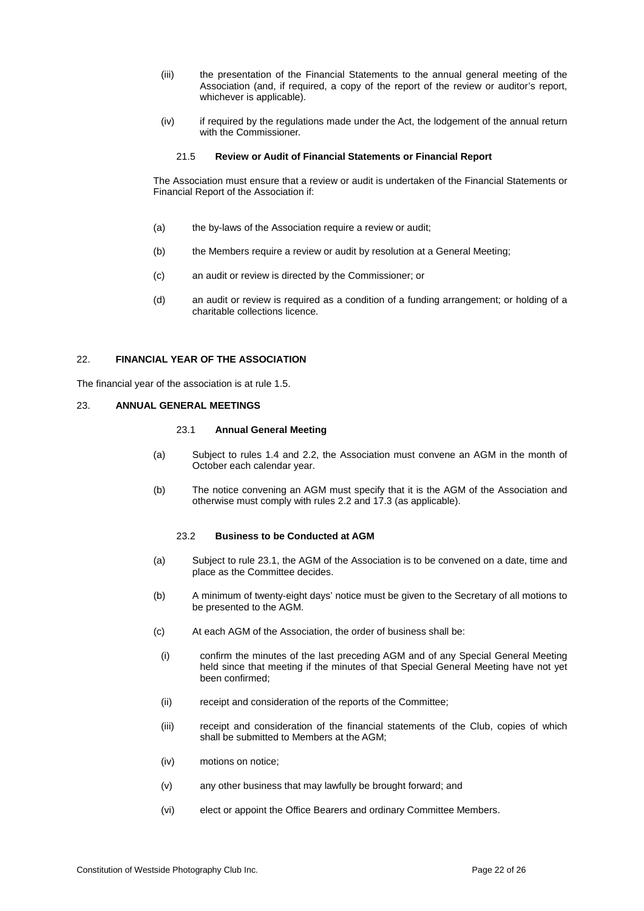(iii) the presentation of the Financial Statements to the annual general meeting of the Association (and, if required, a copy of the report of the review or auditor's report, whichever is applicable).

(iv) if required by the regulations made under the Act, the lodgement of the annual return with the Commissioner.

#### 21.5 **Review or Audit of Financial Statements or Financial Report**

The Association must ensure that a review or audit is undertaken of the Financial Statements or Financial Report of the Association if:

(a) the by-laws of the Association require a review or audit;

(b) the Members require a review or audit by resolution at a General Meeting;

(c) an audit or review is directed by the Commissioner; or

(d) an audit or review is required as a condition of a funding arrangement; or holding of a charitable collections licence.

## 22. **FINANCIAL YEAR OF THE ASSOCIATION**

The financial year of the association is at rule 1.5.

## 23. **ANNUAL GENERAL MEETINGS**

#### 23.1 **Annual General Meeting**

(a) Subject to rules 1.4 and 2.2, the Association must convene an AGM in the month of October each calendar year.

(b) The notice convening an AGM must specify that it is the AGM of the Association and otherwise must comply with rules 2.2 and 17.3 (as applicable).

#### 23.2 **Business to be Conducted at AGM**

(a) Subject to rule 23.1, the AGM of the Association is to be convened on a date, time and place as the Committee decides.

(b) A minimum of twenty-eight days' notice must be given to the Secretary of all motions to be presented to the AGM.

(c) At each AGM of the Association, the order of business shall be:

(i) confirm the minutes of the last preceding AGM and of any Special General Meeting held since that meeting if the minutes of that Special General Meeting have not yet been confirmed;

(ii) receipt and consideration of the reports of the Committee;

(iii) receipt and consideration of the financial statements of the Club, copies of which shall be submitted to Members at the AGM;

(iv) motions on notice;

(v) any other business that may lawfully be brought forward; and

(vi) elect or appoint the Office Bearers and ordinary Committee Members.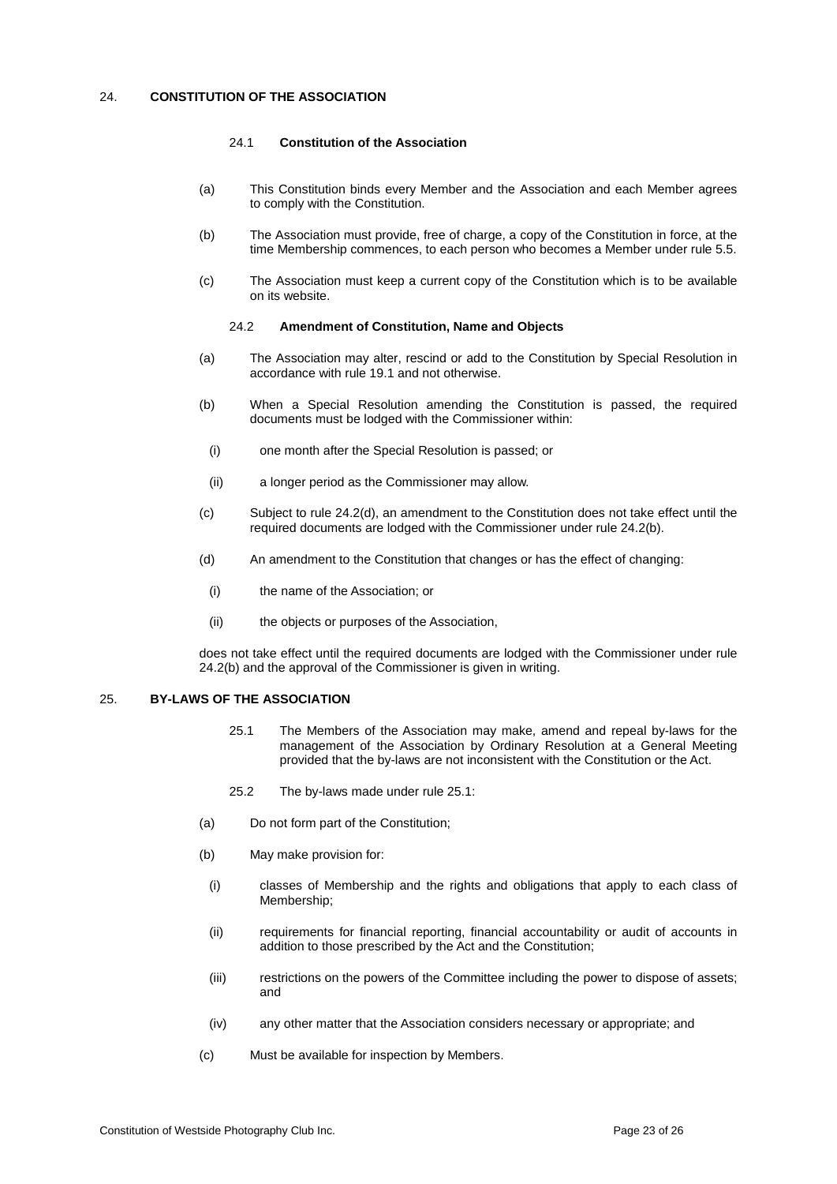## 24. CONSTITUTION OF THE ASSOCIATION

### 24.1 Constitution of the Association

(a) This Constitution binds every Member and the Association and each Member agrees to comply with the Constitution.

(b) The Association must provide, free of charge, a copy of the Constitution in force, at the time Membership commences, to each person who becomes a Member under rule 5.5.

(c) The Association must keep a current copy of the Constitution which is to be available on its website.

### 24.2 Amendment of Constitution, Name and Objects

(a) The Association may alter, rescind or add to the Constitution by Special Resolution in accordance with rule 19.1 and not otherwise.

(b) When a Special Resolution amending the Constitution is passed, the required documents must be lodged with the Commissioner within:

  (i) one month after the Special Resolution is passed; or

  (ii) a longer period as the Commissioner may allow.

(c) Subject to rule 24.2(d), an amendment to the Constitution does not take effect until the required documents are lodged with the Commissioner under rule 24.2(b).

(d) An amendment to the Constitution that changes or has the effect of changing:

  (i) the name of the Association; or

  (ii) the objects or purposes of the Association,

does not take effect until the required documents are lodged with the Commissioner under rule 24.2(b) and the approval of the Commissioner is given in writing.

## 25. BY-LAWS OF THE ASSOCIATION

25.1 The Members of the Association may make, amend and repeal by-laws for the management of the Association by Ordinary Resolution at a General Meeting provided that the by-laws are not inconsistent with the Constitution or the Act.

25.2 The by-laws made under rule 25.1:

(a) Do not form part of the Constitution;

(b) May make provision for:

  (i) classes of Membership and the rights and obligations that apply to each class of Membership;

  (ii) requirements for financial reporting, financial accountability or audit of accounts in addition to those prescribed by the Act and the Constitution;

  (iii) restrictions on the powers of the Committee including the power to dispose of assets; and

  (iv) any other matter that the Association considers necessary or appropriate; and

(c) Must be available for inspection by Members.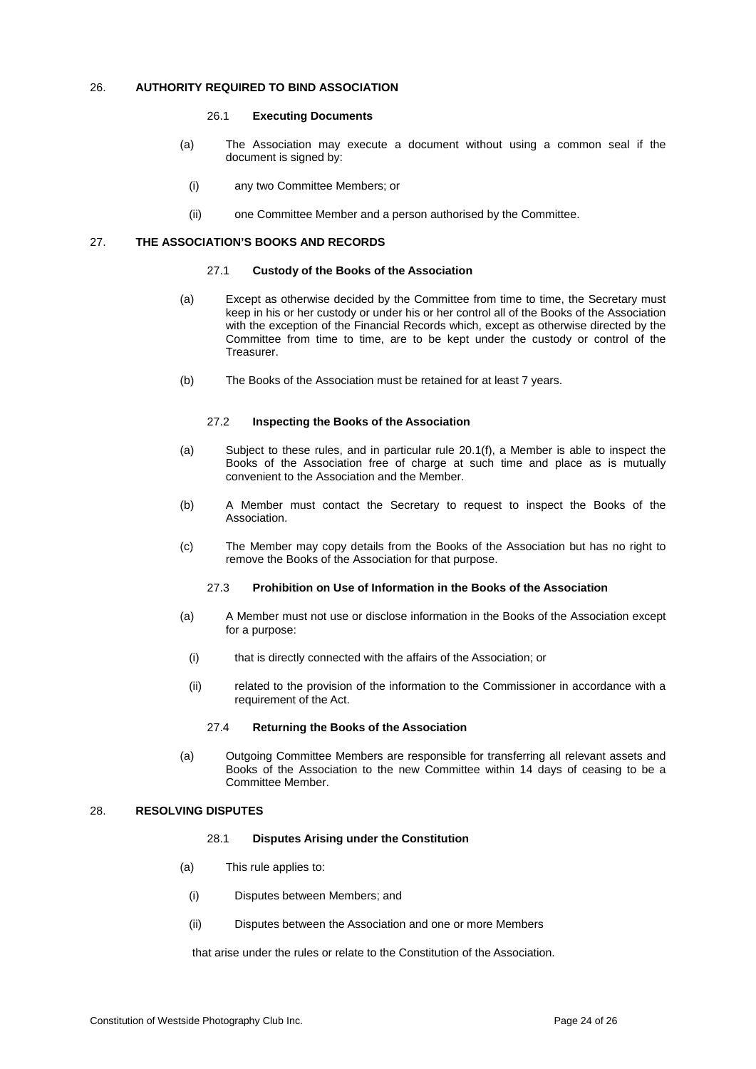## 26. AUTHORITY REQUIRED TO BIND ASSOCIATION

### 26.1 Executing Documents

(a) The Association may execute a document without using a common seal if the document is signed by:

(i) any two Committee Members; or

(ii) one Committee Member and a person authorised by the Committee.

## 27. THE ASSOCIATION'S BOOKS AND RECORDS

### 27.1 Custody of the Books of the Association

(a) Except as otherwise decided by the Committee from time to time, the Secretary must keep in his or her custody or under his or her control all of the Books of the Association with the exception of the Financial Records which, except as otherwise directed by the Committee from time to time, are to be kept under the custody or control of the Treasurer.

(b) The Books of the Association must be retained for at least 7 years.

### 27.2 Inspecting the Books of the Association

(a) Subject to these rules, and in particular rule 20.1(f), a Member is able to inspect the Books of the Association free of charge at such time and place as is mutually convenient to the Association and the Member.

(b) A Member must contact the Secretary to request to inspect the Books of the Association.

(c) The Member may copy details from the Books of the Association but has no right to remove the Books of the Association for that purpose.

### 27.3 Prohibition on Use of Information in the Books of the Association

(a) A Member must not use or disclose information in the Books of the Association except for a purpose:

(i) that is directly connected with the affairs of the Association; or

(ii) related to the provision of the information to the Commissioner in accordance with a requirement of the Act.

### 27.4 Returning the Books of the Association

(a) Outgoing Committee Members are responsible for transferring all relevant assets and Books of the Association to the new Committee within 14 days of ceasing to be a Committee Member.

## 28. RESOLVING DISPUTES

### 28.1 Disputes Arising under the Constitution

(a) This rule applies to:

(i) Disputes between Members; and

(ii) Disputes between the Association and one or more Members

that arise under the rules or relate to the Constitution of the Association.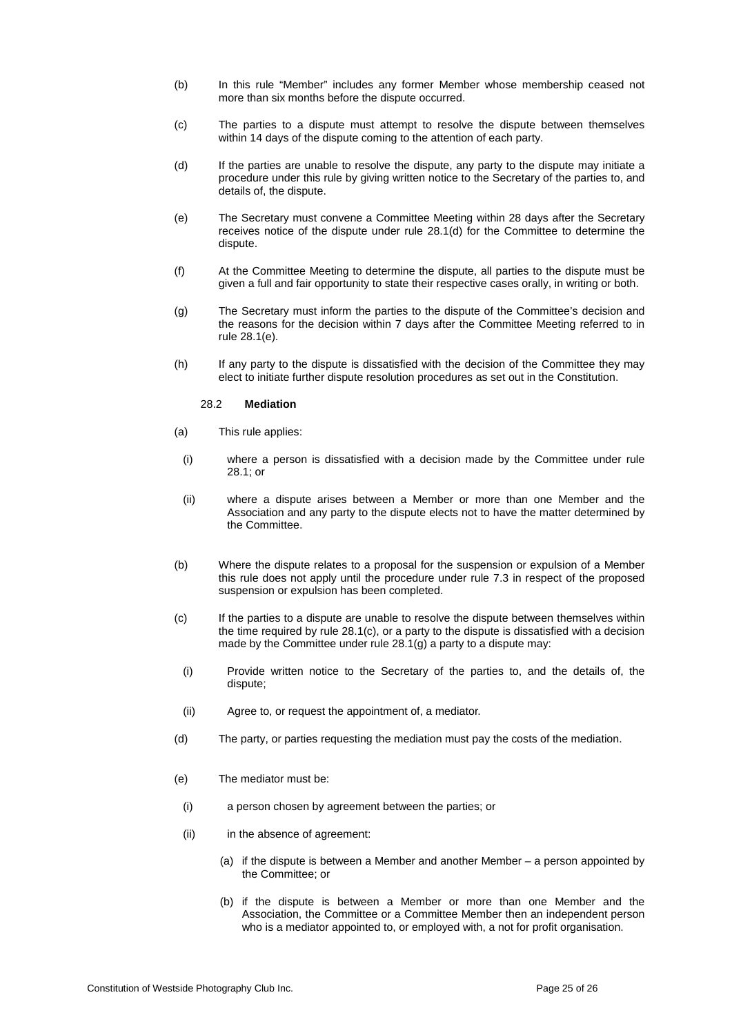(b) In this rule "Member" includes any former Member whose membership ceased not more than six months before the dispute occurred.

(c) The parties to a dispute must attempt to resolve the dispute between themselves within 14 days of the dispute coming to the attention of each party.

(d) If the parties are unable to resolve the dispute, any party to the dispute may initiate a procedure under this rule by giving written notice to the Secretary of the parties to, and details of, the dispute.

(e) The Secretary must convene a Committee Meeting within 28 days after the Secretary receives notice of the dispute under rule 28.1(d) for the Committee to determine the dispute.

(f) At the Committee Meeting to determine the dispute, all parties to the dispute must be given a full and fair opportunity to state their respective cases orally, in writing or both.

(g) The Secretary must inform the parties to the dispute of the Committee's decision and the reasons for the decision within 7 days after the Committee Meeting referred to in rule 28.1(e).

(h) If any party to the dispute is dissatisfied with the decision of the Committee they may elect to initiate further dispute resolution procedures as set out in the Constitution.

28.2 **Mediation**

(a) This rule applies:

(i) where a person is dissatisfied with a decision made by the Committee under rule 28.1; or

(ii) where a dispute arises between a Member or more than one Member and the Association and any party to the dispute elects not to have the matter determined by the Committee.

(b) Where the dispute relates to a proposal for the suspension or expulsion of a Member this rule does not apply until the procedure under rule 7.3 in respect of the proposed suspension or expulsion has been completed.

(c) If the parties to a dispute are unable to resolve the dispute between themselves within the time required by rule 28.1(c), or a party to the dispute is dissatisfied with a decision made by the Committee under rule 28.1(g) a party to a dispute may:

(i) Provide written notice to the Secretary of the parties to, and the details of, the dispute;

(ii) Agree to, or request the appointment of, a mediator.

(d) The party, or parties requesting the mediation must pay the costs of the mediation.

(e) The mediator must be:

(i) a person chosen by agreement between the parties; or

(ii) in the absence of agreement:

(a) if the dispute is between a Member and another Member – a person appointed by the Committee; or

(b) if the dispute is between a Member or more than one Member and the Association, the Committee or a Committee Member then an independent person who is a mediator appointed to, or employed with, a not for profit organisation.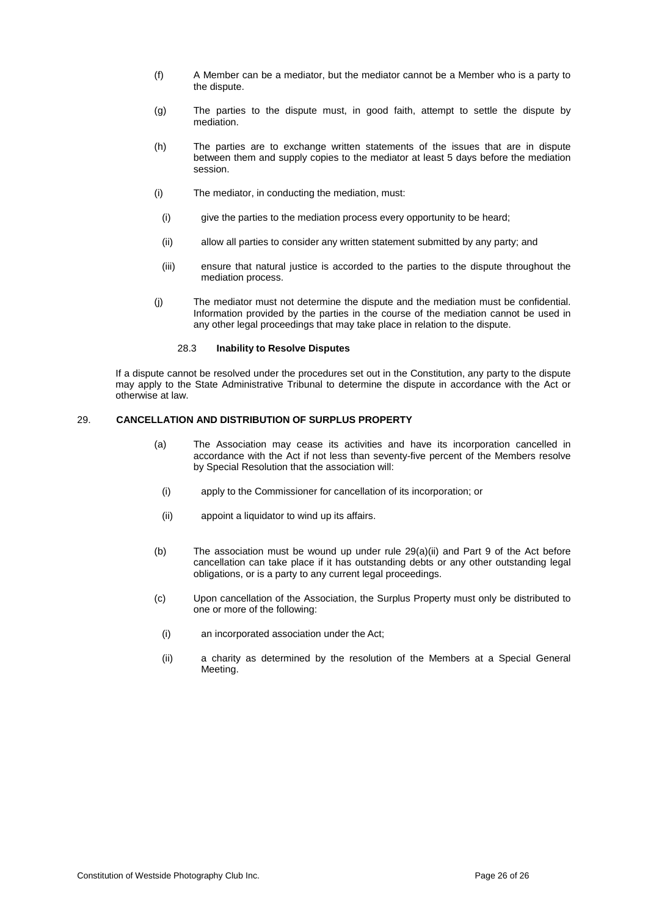(f) A Member can be a mediator, but the mediator cannot be a Member who is a party to the dispute.

(g) The parties to the dispute must, in good faith, attempt to settle the dispute by mediation.

(h) The parties are to exchange written statements of the issues that are in dispute between them and supply copies to the mediator at least 5 days before the mediation session.

(i) The mediator, in conducting the mediation, must:

  (i) give the parties to the mediation process every opportunity to be heard;

  (ii) allow all parties to consider any written statement submitted by any party; and

  (iii) ensure that natural justice is accorded to the parties to the dispute throughout the mediation process.

(j) The mediator must not determine the dispute and the mediation must be confidential. Information provided by the parties in the course of the mediation cannot be used in any other legal proceedings that may take place in relation to the dispute.

### 28.3 **Inability to Resolve Disputes**

If a dispute cannot be resolved under the procedures set out in the Constitution, any party to the dispute may apply to the State Administrative Tribunal to determine the dispute in accordance with the Act or otherwise at law.

## 29. **CANCELLATION AND DISTRIBUTION OF SURPLUS PROPERTY**

(a) The Association may cease its activities and have its incorporation cancelled in accordance with the Act if not less than seventy-five percent of the Members resolve by Special Resolution that the association will:

  (i) apply to the Commissioner for cancellation of its incorporation; or

  (ii) appoint a liquidator to wind up its affairs.

(b) The association must be wound up under rule 29(a)(ii) and Part 9 of the Act before cancellation can take place if it has outstanding debts or any other outstanding legal obligations, or is a party to any current legal proceedings.

(c) Upon cancellation of the Association, the Surplus Property must only be distributed to one or more of the following:

  (i) an incorporated association under the Act;

  (ii) a charity as determined by the resolution of the Members at a Special General Meeting.